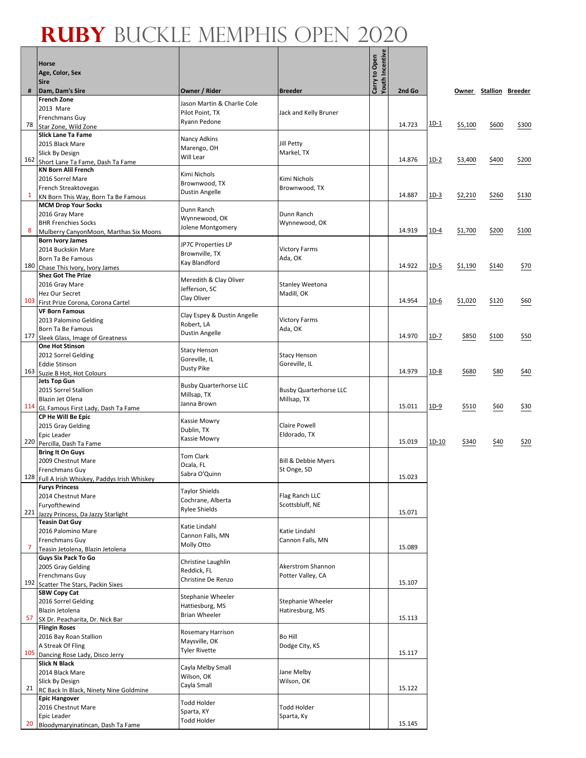# RUBY BUCKLE MEMPHIS OPEN 2020

| # | Horse<br>Age, Color, Sex<br>Sire<br>Dam, Dam's Sire | Owner / Rider | Breeder | Carry to Open | Youth Incentive | 2nd Go | | Owner | Stallion | Breeder |
|---|---|---|---|---|---|---|---|---|---|---|
| 78 | **French Zone**<br>2013 Mare<br>Frenchmans Guy<br>Star Zone, Wild Zone | Jason Martin & Charlie Cole<br>Pilot Point, TX<br>Ryann Pedone | Jack and Kelly Bruner | | | 14.723 | 1D-1 | $5,100 | $600 | $300 |
| 162 | **Slick Lane Ta Fame**<br>2015 Black Mare<br>Slick By Design<br>Short Lane Ta Fame, Dash Ta Fame | Nancy Adkins<br>Marengo, OH<br>Will Lear | Jill Petty<br>Markel, TX | | | 14.876 | 1D-2 | $3,400 | $400 | $200 |
| 1 | **KN Born Alil French**<br>2016 Sorrel Mare<br>French Streaktovegas<br>KN Born This Way, Born Ta Be Famous | Kimi Nichols<br>Brownwood, TX<br>Dustin Angelle | Kimi Nichols<br>Brownwood, TX | | | 14.887 | 1D-3 | $2,210 | $260 | $130 |
| 8 | **MCM Drop Your Socks**<br>2016 Gray Mare<br>BHR Frenchies Socks<br>Mulberry CanyonMoon, Marthas Six Moons | Dunn Ranch<br>Wynnewood, OK<br>Jolene Montgomery | Dunn Ranch<br>Wynnewood, OK | | | 14.919 | 1D-4 | $1,700 | $200 | $100 |
| 180 | **Born Ivory James**<br>2014 Buckskin Mare<br>Born Ta Be Famous<br>Chase This Ivory, Ivory James | JP7C Properties LP<br>Brownville, TX<br>Kay Blandford | Victory Farms<br>Ada, OK | | | 14.922 | 1D-5 | $1,190 | $140 | $70 |
| 103 | **Shez Got The Prize**<br>2016 Gray Mare<br>Hez Our Secret<br>First Prize Corona, Corona Cartel | Meredith & Clay Oliver<br>Jefferson, SC<br>Clay Oliver | Stanley Weetona<br>Madill, OK | | | 14.954 | 1D-6 | $1,020 | $120 | $60 |
| 177 | **VF Born Famous**<br>2013 Palomino Gelding<br>Born Ta Be Famous<br>Sleek Glass, Image of Greatness | Clay Espey & Dustin Angelle<br>Robert, LA<br>Dustin Angelle | Victory Farms<br>Ada, OK | | | 14.970 | 1D-7 | $850 | $100 | $50 |
| 163 | **One Hot Stinson**<br>2012 Sorrel Gelding<br>Eddie Stinson<br>Suzie B Hot, Hot Colours | Stacy Henson<br>Goreville, IL<br>Dusty Pike | Stacy Henson<br>Goreville, IL | | | 14.979 | 1D-8 | $680 | $80 | $40 |
| 114 | **Jets Top Gun**<br>2015 Sorrel Stallion<br>Blazin Jet Olena<br>GL Famous First Lady, Dash Ta Fame | Busby Quarterhorse LLC<br>Millsap, TX<br>Janna Brown | Busby Quarterhorse LLC<br>Millsap, TX | | | 15.011 | 1D-9 | $510 | $60 | $30 |
| 220 | **CP He Will Be Epic**<br>2015 Gray Gelding<br>Epic Leader<br>Percilla, Dash Ta Fame | Kassie Mowry<br>Dublin, TX<br>Kassie Mowry | Claire Powell<br>Eldorado, TX | | | 15.019 | 1D-10 | $340 | $40 | $20 |
| 128 | **Bring It On Guys**<br>2009 Chestnut Mare<br>Frenchmans Guy<br>Full A Irish Whiskey, Paddys Irish Whiskey | Tom Clark<br>Ocala, FL<br>Sabra O'Quinn | Bill & Debbie Myers<br>St Onge, SD | | | 15.023 | | | | |
| 221 | **Furys Princess**<br>2014 Chestnut Mare<br>Furyofthewind<br>Jazzy Princess, Da Jazzy Starlight | Taylor Shields<br>Cochrane, Alberta<br>Rylee Shields | Flag Ranch LLC<br>Scottsbluff, NE | | | 15.071 | | | | |
| 7 | **Teasin Dat Guy**<br>2016 Palomino Mare<br>Frenchmans Guy<br>Teasin Jetolena, Blazin Jetolena | Katie Lindahl<br>Cannon Falls, MN<br>Molly Otto | Katie Lindahl<br>Cannon Falls, MN | | | 15.089 | | | | |
| 192 | **Guys Six Pack To Go**<br>2005 Gray Gelding<br>Frenchmans Guy<br>Scatter The Stars, Packin Sixes | Christine Laughlin<br>Reddick, FL<br>Christine De Renzo | Akerstrom Shannon<br>Potter Valley, CA | | | 15.107 | | | | |
| 57 | **SBW Copy Cat**<br>2016 Sorrel Gelding<br>Blazin Jetolena<br>SX Dr. Peacharita, Dr. Nick Bar | Stephanie Wheeler<br>Hattiesburg, MS<br>Brian Wheeler | Stephanie Wheeler<br>Hatiresburg, MS | | | 15.113 | | | | |
| 105 | **Flingin Roses**<br>2016 Bay Roan Stallion<br>A Streak Of Fling<br>Dancing Rose Lady, Disco Jerry | Rosemary Harrison<br>Maysville, OK<br>Tyler Rivette | Bo Hill<br>Dodge City, KS | | | 15.117 | | | | |
| 21 | **Slick N Black**<br>2014 Black Mare<br>Slick By Design<br>RC Back In Black, Ninety Nine Goldmine | Cayla Melby Small<br>Wilson, OK<br>Cayla Small | Jane Melby<br>Wilson, OK | | | 15.122 | | | | |
| 20 | **Epic Hangover**<br>2016 Chestnut Mare<br>Epic Leader<br>Bloodymaryinatincan, Dash Ta Fame | Todd Holder<br>Sparta, KY<br>Todd Holder | Todd Holder<br>Sparta, Ky | | | 15.145 | | | | |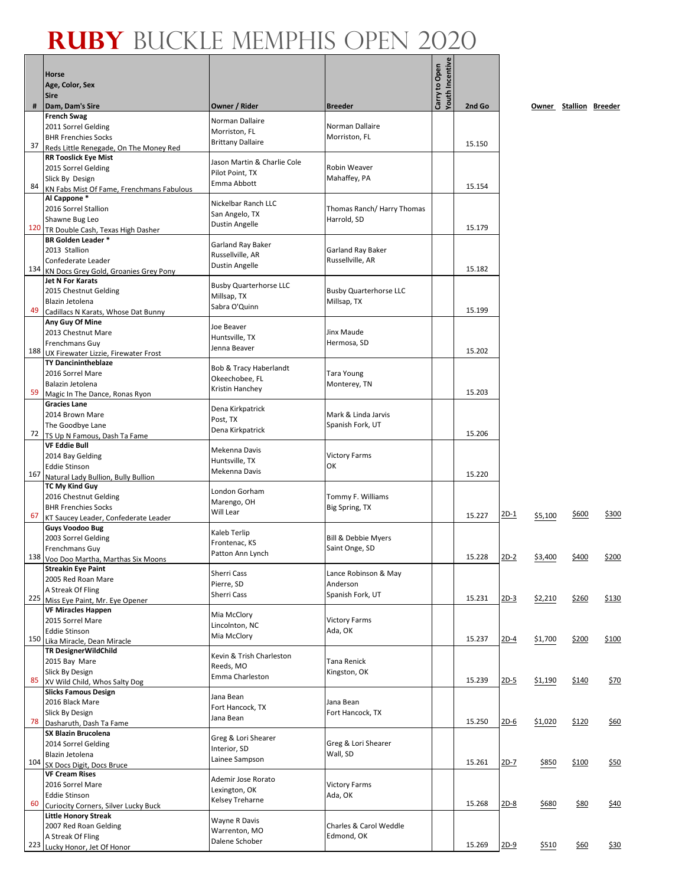# RUBY BUCKLE MEMPHIS OPEN 2020

| # | Horse<br>Age, Color, Sex<br>Sire<br>Dam, Dam's Sire | Owner / Rider | Breeder | Carry to Open | Youth Incentive | 2nd Go | | Owner | Stallion | Breeder |
|---|---|---|---|---|---|---|---|---|---|---|
| 37 | **French Swag**<br>2011 Sorrel Gelding<br>BHR Frenchies Socks<br>Reds Little Renegade, On The Money Red | Norman Dallaire<br>Morriston, FL<br>Brittany Dallaire | Norman Dallaire<br>Morriston, FL | | | 15.150 | | | | |
| 84 | **RR Tooslick Eye Mist**<br>2015 Sorrel Gelding<br>Slick By Design<br>KN Fabs Mist Of Fame, Frenchmans Fabulous | Jason Martin & Charlie Cole<br>Pilot Point, TX<br>Emma Abbott | Robin Weaver<br>Mahaffey, PA | | | 15.154 | | | | |
| 120 | **Al Cappone ***<br>2016 Sorrel Stallion<br>Shawne Bug Leo<br>TR Double Cash, Texas High Dasher | Nickelbar Ranch LLC<br>San Angelo, TX<br>Dustin Angelle | Thomas Ranch/ Harry Thomas<br>Harrold, SD | | | 15.179 | | | | |
| 134 | **BR Golden Leader ***<br>2013 Stallion<br>Confederate Leader<br>KN Docs Grey Gold, Groanies Grey Pony | Garland Ray Baker<br>Russellville, AR<br>Dustin Angelle | Garland Ray Baker<br>Russellville, AR | | | 15.182 | | | | |
| 49 | **Jet N For Karats**<br>2015 Chestnut Gelding<br>Blazin Jetolena<br>Cadillacs N Karats, Whose Dat Bunny | Busby Quarterhorse LLC<br>Millsap, TX<br>Sabra O'Quinn | Busby Quarterhorse LLC<br>Millsap, TX | | | 15.199 | | | | |
| 188 | **Any Guy Of Mine**<br>2013 Chestnut Mare<br>Frenchmans Guy<br>UX Firewater Lizzie, Firewater Frost | Joe Beaver<br>Huntsville, TX<br>Jenna Beaver | Jinx Maude<br>Hermosa, SD | | | 15.202 | | | | |
| 59 | **TY Dancinintheblaze**<br>2016 Sorrel Mare<br>Balazin Jetolena<br>Magic In The Dance, Ronas Ryon | Bob & Tracy Haberlandt<br>Okeechobee, FL<br>Kristin Hanchey | Tara Young<br>Monterey, TN | | | 15.203 | | | | |
| 72 | **Gracies Lane**<br>2014 Brown Mare<br>The Goodbye Lane<br>TS Up N Famous, Dash Ta Fame | Dena Kirkpatrick<br>Post, TX<br>Dena Kirkpatrick | Mark & Linda Jarvis<br>Spanish Fork, UT | | | 15.206 | | | | |
| 167 | **VF Eddie Bull**<br>2014 Bay Gelding<br>Eddie Stinson<br>Natural Lady Bullion, Bully Bullion | Mekenna Davis<br>Huntsville, TX<br>Mekenna Davis | Victory Farms<br>OK | | | 15.220 | | | | |
| 67 | **TC My Kind Guy**<br>2016 Chestnut Gelding<br>BHR Frenchies Socks<br>KT Saucey Leader, Confederate Leader | London Gorham<br>Marengo, OH<br>Will Lear | Tommy F. Williams<br>Big Spring, TX | | | 15.227 | 2D-1 | $5,100 | $600 | $300 |
| 138 | **Guys Voodoo Bug**<br>2003 Sorrel Gelding<br>Frenchmans Guy<br>Voo Doo Martha, Marthas Six Moons | Kaleb Terlip<br>Frontenac, KS<br>Patton Ann Lynch | Bill & Debbie Myers<br>Saint Onge, SD | | | 15.228 | 2D-2 | $3,400 | $400 | $200 |
| 225 | **Streakin Eye Paint**<br>2005 Red Roan Mare<br>A Streak Of Fling<br>Miss Eye Paint, Mr. Eye Opener | Sherri Cass<br>Pierre, SD<br>Sherri Cass | Lance Robinson & May Anderson<br>Spanish Fork, UT | | | 15.231 | 2D-3 | $2,210 | $260 | $130 |
| 150 | **VF Miracles Happen**<br>2015 Sorrel Mare<br>Eddie Stinson<br>Lika Miracle, Dean Miracle | Mia McClory<br>Lincolnton, NC<br>Mia McClory | Victory Farms<br>Ada, OK | | | 15.237 | 2D-4 | $1,700 | $200 | $100 |
| 85 | **TR DesignerWildChild**<br>2015 Bay Mare<br>Slick By Design<br>XV Wild Child, Whos Salty Dog | Kevin & Trish Charleston<br>Reeds, MO<br>Emma Charleston | Tana Renick<br>Kingston, OK | | | 15.239 | 2D-5 | $1,190 | $140 | $70 |
| 78 | **Slicks Famous Design**<br>2016 Black Mare<br>Slick By Design<br>Dasharuth, Dash Ta Fame | Jana Bean<br>Fort Hancock, TX<br>Jana Bean | Jana Bean<br>Fort Hancock, TX | | | 15.250 | 2D-6 | $1,020 | $120 | $60 |
| 104 | **SX Blazin Brucolena**<br>2014 Sorrel Gelding<br>Blazin Jetolena<br>SX Docs Digit, Docs Bruce | Greg & Lori Shearer<br>Interior, SD<br>Lainee Sampson | Greg & Lori Shearer<br>Wall, SD | | | 15.261 | 2D-7 | $850 | $100 | $50 |
| 60 | **VF Cream Rises**<br>2016 Sorrel Mare<br>Eddie Stinson<br>Curiocity Corners, Silver Lucky Buck | Ademir Jose Rorato<br>Lexington, OK<br>Kelsey Treharne | Victory Farms<br>Ada, OK | | | 15.268 | 2D-8 | $680 | $80 | $40 |
| 223 | **Little Honory Streak**<br>2007 Red Roan Gelding<br>A Streak Of Fling<br>Lucky Honor, Jet Of Honor | Wayne R Davis<br>Warrenton, MO<br>Dalene Schober | Charles & Carol Weddle<br>Edmond, OK | | | 15.269 | 2D-9 | $510 | $60 | $30 |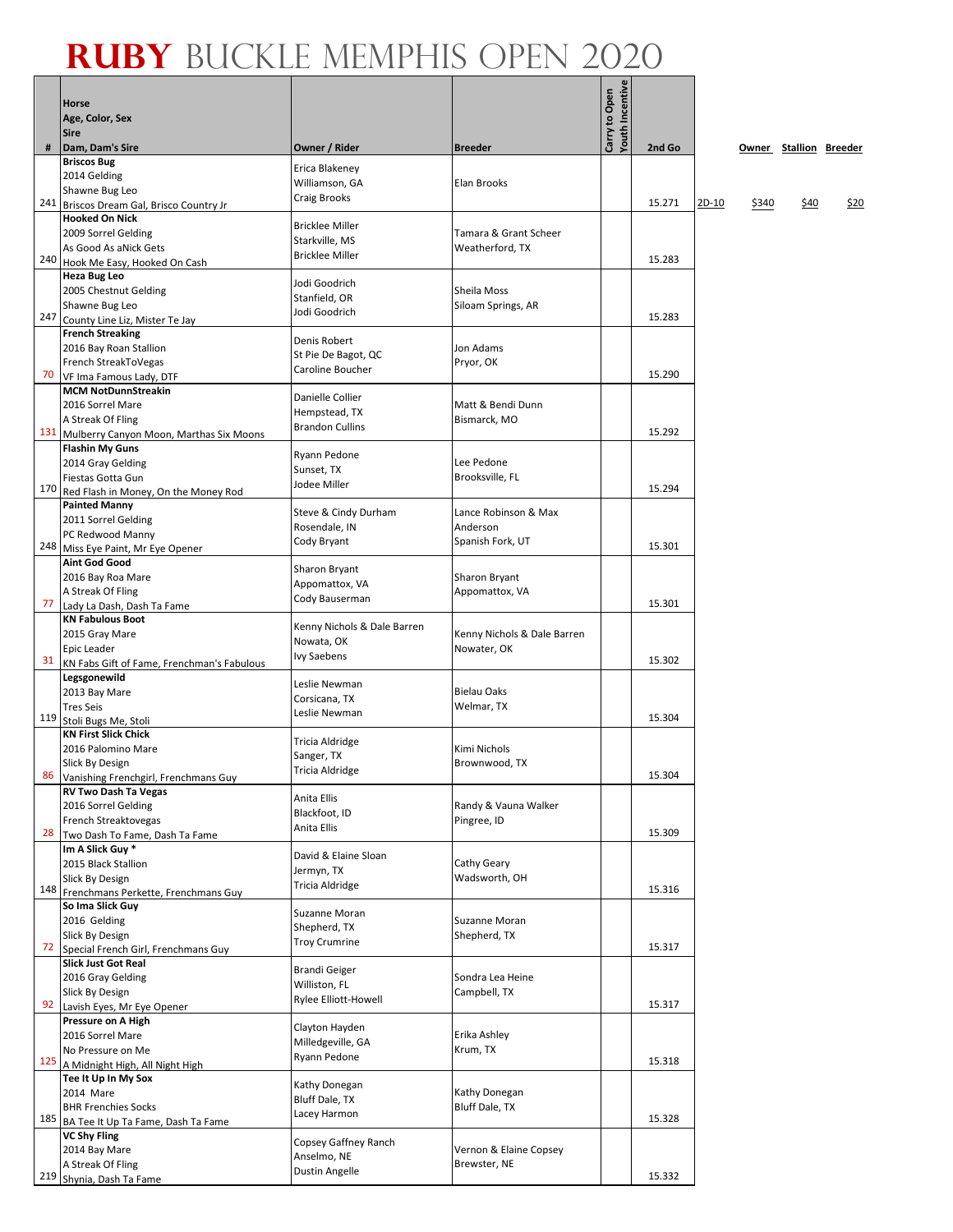# RUBY BUCKLE MEMPHIS OPEN 2020

| # | Horse<br>Age, Color, Sex<br>Sire<br>Dam, Dam's Sire | Owner / Rider | Breeder | Carry to Open | Youth Incentive | 2nd Go | | Owner | Stallion | Breeder |
|---|---|---|---|---|---|---|---|---|---|---|
| 241 | **Briscos Bug**<br>2014 Gelding<br>Shawne Bug Leo<br>Briscos Dream Gal, Brisco Country Jr | Erica Blakeney<br>Williamson, GA<br>Craig Brooks | Elan Brooks | | | 15.271 | 2D-10 | $340 | $40 | $20 |
| 240 | **Hooked On Nick**<br>2009 Sorrel Gelding<br>As Good As aNick Gets<br>Hook Me Easy, Hooked On Cash | Bricklee Miller<br>Starkville, MS<br>Bricklee Miller | Tamara & Grant Scheer<br>Weatherford, TX | | | 15.283 | | | | |
| 247 | **Heza Bug Leo**<br>2005 Chestnut Gelding<br>Shawne Bug Leo<br>County Line Liz, Mister Te Jay | Jodi Goodrich<br>Stanfield, OR<br>Jodi Goodrich | Sheila Moss<br>Siloam Springs, AR | | | 15.283 | | | | |
| 70 | **French Streaking**<br>2016 Bay Roan Stallion<br>French StreakToVegas<br>VF Ima Famous Lady, DTF | Denis Robert<br>St Pie De Bagot, QC<br>Caroline Boucher | Jon Adams<br>Pryor, OK | | | 15.290 | | | | |
| 131 | **MCM NotDunnStreakin**<br>2016 Sorrel Mare<br>A Streak Of Fling<br>Mulberry Canyon Moon, Marthas Six Moons | Danielle Collier<br>Hempstead, TX<br>Brandon Cullins | Matt & Bendi Dunn<br>Bismarck, MO | | | 15.292 | | | | |
| 170 | **Flashin My Guns**<br>2014 Gray Gelding<br>Fiestas Gotta Gun<br>Red Flash in Money, On the Money Rod | Ryann Pedone<br>Sunset, TX<br>Jodee Miller | Lee Pedone<br>Brooksville, FL | | | 15.294 | | | | |
| 248 | **Painted Manny**<br>2011 Sorrel Gelding<br>PC Redwood Manny<br>Miss Eye Paint, Mr Eye Opener | Steve & Cindy Durham<br>Rosendale, IN<br>Cody Bryant | Lance Robinson & Max Anderson<br>Spanish Fork, UT | | | 15.301 | | | | |
| 77 | **Aint God Good**<br>2016 Bay Roa Mare<br>A Streak Of Fling<br>Lady La Dash, Dash Ta Fame | Sharon Bryant<br>Appomattox, VA<br>Cody Bauserman | Sharon Bryant<br>Appomattox, VA | | | 15.301 | | | | |
| 31 | **KN Fabulous Boot**<br>2015 Gray Mare<br>Epic Leader<br>KN Fabs Gift of Fame, Frenchman's Fabulous | Kenny Nichols & Dale Barren<br>Nowata, OK<br>Ivy Saebens | Kenny Nichols & Dale Barren<br>Nowater, OK | | | 15.302 | | | | |
| 119 | **Legsgonewild**<br>2013 Bay Mare<br>Tres Seis<br>Stoli Bugs Me, Stoli | Leslie Newman<br>Corsicana, TX<br>Leslie Newman | Bielau Oaks<br>Welmar, TX | | | 15.304 | | | | |
| 86 | **KN First Slick Chick**<br>2016 Palomino Mare<br>Slick By Design<br>Vanishing Frenchgirl, Frenchmans Guy | Tricia Aldridge<br>Sanger, TX<br>Tricia Aldridge | Kimi Nichols<br>Brownwood, TX | | | 15.304 | | | | |
| 28 | **RV Two Dash Ta Vegas**<br>2016 Sorrel Gelding<br>French Streaktovegas<br>Two Dash To Fame, Dash Ta Fame | Anita Ellis<br>Blackfoot, ID<br>Anita Ellis | Randy & Vauna Walker<br>Pingree, ID | | | 15.309 | | | | |
| 148 | **Im A Slick Guy ***<br>2015 Black Stallion<br>Slick By Design<br>Frenchmans Perkette, Frenchmans Guy | David & Elaine Sloan<br>Jermyn, TX<br>Tricia Aldridge | Cathy Geary<br>Wadsworth, OH | | | 15.316 | | | | |
| 72 | **So Ima Slick Guy**<br>2016 Gelding<br>Slick By Design<br>Special French Girl, Frenchmans Guy | Suzanne Moran<br>Shepherd, TX<br>Troy Crumrine | Suzanne Moran<br>Shepherd, TX | | | 15.317 | | | | |
| 92 | **Slick Just Got Real**<br>2016 Gray Gelding<br>Slick By Design<br>Lavish Eyes, Mr Eye Opener | Brandi Geiger<br>Williston, FL<br>Rylee Elliott-Howell | Sondra Lea Heine<br>Campbell, TX | | | 15.317 | | | | |
| 125 | **Pressure on A High**<br>2016 Sorrel Mare<br>No Pressure on Me<br>A Midnight High, All Night High | Clayton Hayden<br>Milledgeville, GA<br>Ryann Pedone | Erika Ashley<br>Krum, TX | | | 15.318 | | | | |
| 185 | **Tee It Up In My Sox**<br>2014 Mare<br>BHR Frenchies Socks<br>BA Tee It Up Ta Fame, Dash Ta Fame | Kathy Donegan<br>Bluff Dale, TX<br>Lacey Harmon | Kathy Donegan<br>Bluff Dale, TX | | | 15.328 | | | | |
| 219 | **VC Shy Fling**<br>2014 Bay Mare<br>A Streak Of Fling<br>Shynia, Dash Ta Fame | Copsey Gaffney Ranch<br>Anselmo, NE<br>Dustin Angelle | Vernon & Elaine Copsey<br>Brewster, NE | | | 15.332 | | | | |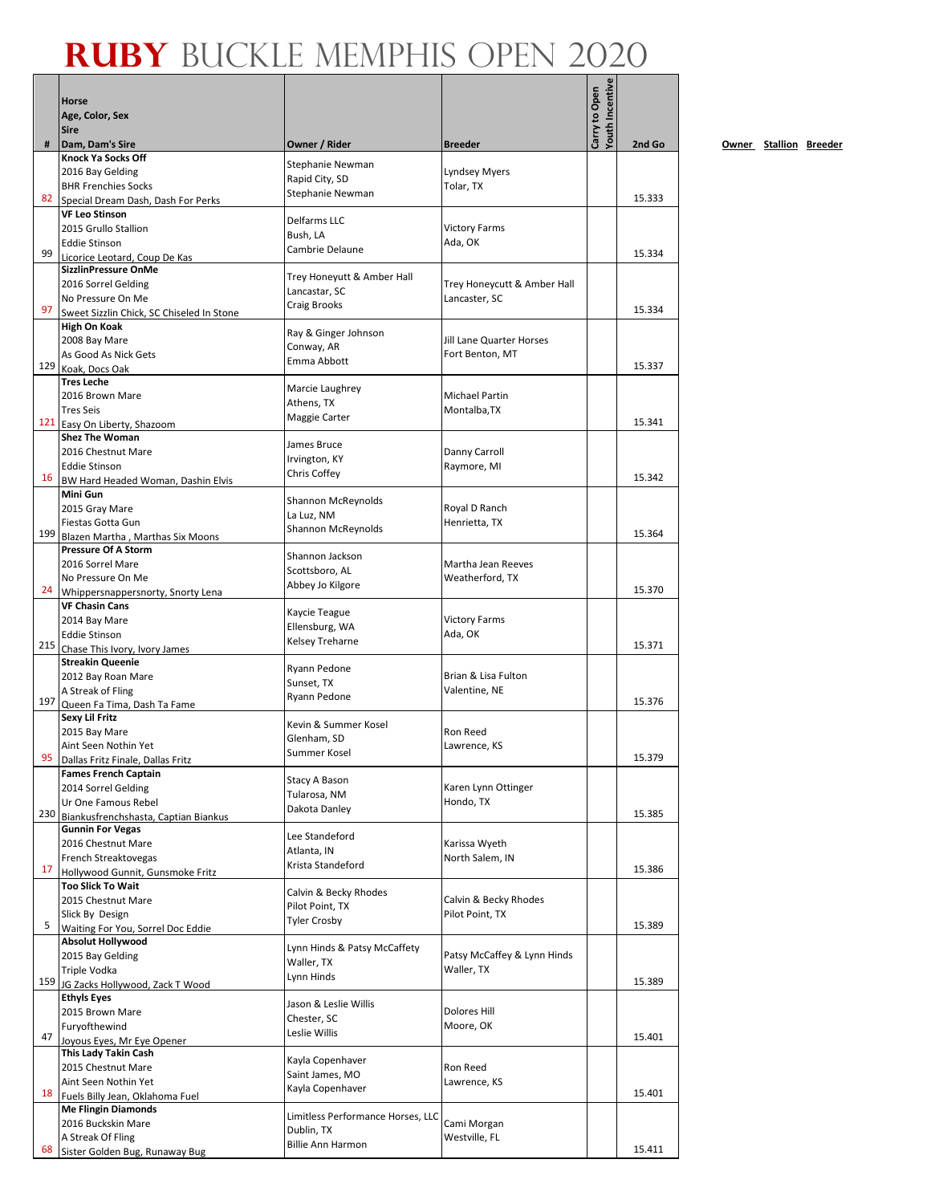# RUBY BUCKLE MEMPHIS OPEN 2020

| # | Horse<br>Age, Color, Sex<br>Sire<br>Dam, Dam's Sire | Owner / Rider | Breeder | Carry to Open | Youth Incentive | 2nd Go | Owner | Stallion | Breeder |
|---|---|---|---|---|---|---|---|---|---|
| 82 | **Knock Ya Socks Off**<br>2016 Bay Gelding<br>BHR Frenchies Socks<br>Special Dream Dash, Dash For Perks | Stephanie Newman<br>Rapid City, SD<br>Stephanie Newman | Lyndsey Myers<br>Tolar, TX | | | 15.333 | | | |
| 99 | **VF Leo Stinson**<br>2015 Grullo Stallion<br>Eddie Stinson<br>Licorice Leotard, Coup De Kas | Delfarms LLC<br>Bush, LA<br>Cambrie Delaune | Victory Farms<br>Ada, OK | | | 15.334 | | | |
| 97 | **SizzlinPressure OnMe**<br>2016 Sorrel Gelding<br>No Pressure On Me<br>Sweet Sizzlin Chick, SC Chiseled In Stone | Trey Honeycutt & Amber Hall<br>Lancastar, SC<br>Craig Brooks | Trey Honeycutt & Amber Hall<br>Lancaster, SC | | | 15.334 | | | |
| 129 | **High On Koak**<br>2008 Bay Mare<br>As Good As Nick Gets<br>Koak, Docs Oak | Ray & Ginger Johnson<br>Conway, AR<br>Emma Abbott | Jill Lane Quarter Horses<br>Fort Benton, MT | | | 15.337 | | | |
| 121 | **Tres Leche**<br>2016 Brown Mare<br>Tres Seis<br>Easy On Liberty, Shazoom | Marcie Laughrey<br>Athens, TX<br>Maggie Carter | Michael Partin<br>Montalba,TX | | | 15.341 | | | |
| 16 | **Shez The Woman**<br>2016 Chestnut Mare<br>Eddie Stinson<br>BW Hard Headed Woman, Dashin Elvis | James Bruce<br>Irvington, KY<br>Chris Coffey | Danny Carroll<br>Raymore, MI | | | 15.342 | | | |
| 199 | **Mini Gun**<br>2015 Gray Mare<br>Fiestas Gotta Gun<br>Blazen Martha , Marthas Six Moons | Shannon McReynolds<br>La Luz, NM<br>Shannon McReynolds | Royal D Ranch<br>Henrietta, TX | | | 15.364 | | | |
| 24 | **Pressure Of A Storm**<br>2016 Sorrel Mare<br>No Pressure On Me<br>Whippersnappersnorty, Snorty Lena | Shannon Jackson<br>Scottsboro, AL<br>Abbey Jo Kilgore | Martha Jean Reeves<br>Weatherford, TX | | | 15.370 | | | |
| 215 | **VF Chasin Cans**<br>2014 Bay Mare<br>Eddie Stinson<br>Chase This Ivory, Ivory James | Kaycie Teague<br>Ellensburg, WA<br>Kelsey Treharne | Victory Farms<br>Ada, OK | | | 15.371 | | | |
| 197 | **Streakin Queenie**<br>2012 Bay Roan Mare<br>A Streak of Fling<br>Queen Fa Tima, Dash Ta Fame | Ryann Pedone<br>Sunset, TX<br>Ryann Pedone | Brian & Lisa Fulton<br>Valentine, NE | | | 15.376 | | | |
| 95 | **Sexy Lil Fritz**<br>2015 Bay Mare<br>Aint Seen Nothin Yet<br>Dallas Fritz Finale, Dallas Fritz | Kevin & Summer Kosel<br>Glenham, SD<br>Summer Kosel | Ron Reed<br>Lawrence, KS | | | 15.379 | | | |
| 230 | **Fames French Captain**<br>2014 Sorrel Gelding<br>Ur One Famous Rebel<br>Biankusfrenchshasta, Captian Biankus | Stacy A Bason<br>Tularosa, NM<br>Dakota Danley | Karen Lynn Ottinger<br>Hondo, TX | | | 15.385 | | | |
| 17 | **Gunnin For Vegas**<br>2016 Chestnut Mare<br>French Streaktovegas<br>Hollywood Gunnit, Gunsmoke Fritz | Lee Standeford<br>Atlanta, IN<br>Krista Standeford | Karissa Wyeth<br>North Salem, IN | | | 15.386 | | | |
| 5 | **Too Slick To Wait**<br>2015 Chestnut Mare<br>Slick By Design<br>Waiting For You, Sorrel Doc Eddie | Calvin & Becky Rhodes<br>Pilot Point, TX<br>Tyler Crosby | Calvin & Becky Rhodes<br>Pilot Point, TX | | | 15.389 | | | |
| 159 | **Absolut Hollywood**<br>2015 Bay Gelding<br>Triple Vodka<br>JG Zacks Hollywood, Zack T Wood | Lynn Hinds & Patsy McCaffety<br>Waller, TX<br>Lynn Hinds | Patsy McCaffey & Lynn Hinds<br>Waller, TX | | | 15.389 | | | |
| 47 | **Ethyls Eyes**<br>2015 Brown Mare<br>Furyofthewind<br>Joyous Eyes, Mr Eye Opener | Jason & Leslie Willis<br>Chester, SC<br>Leslie Willis | Dolores Hill<br>Moore, OK | | | 15.401 | | | |
| 18 | **This Lady Takin Cash**<br>2015 Chestnut Mare<br>Aint Seen Nothin Yet<br>Fuels Billy Jean, Oklahoma Fuel | Kayla Copenhaver<br>Saint James, MO<br>Kayla Copenhaver | Ron Reed<br>Lawrence, KS | | | 15.401 | | | |
| 68 | **Me Flingin Diamonds**<br>2016 Buckskin Mare<br>A Streak Of Fling<br>Sister Golden Bug, Runaway Bug | Limitless Performance Horses, LLC<br>Dublin, TX<br>Billie Ann Harmon | Cami Morgan<br>Westville, FL | | | 15.411 | | | |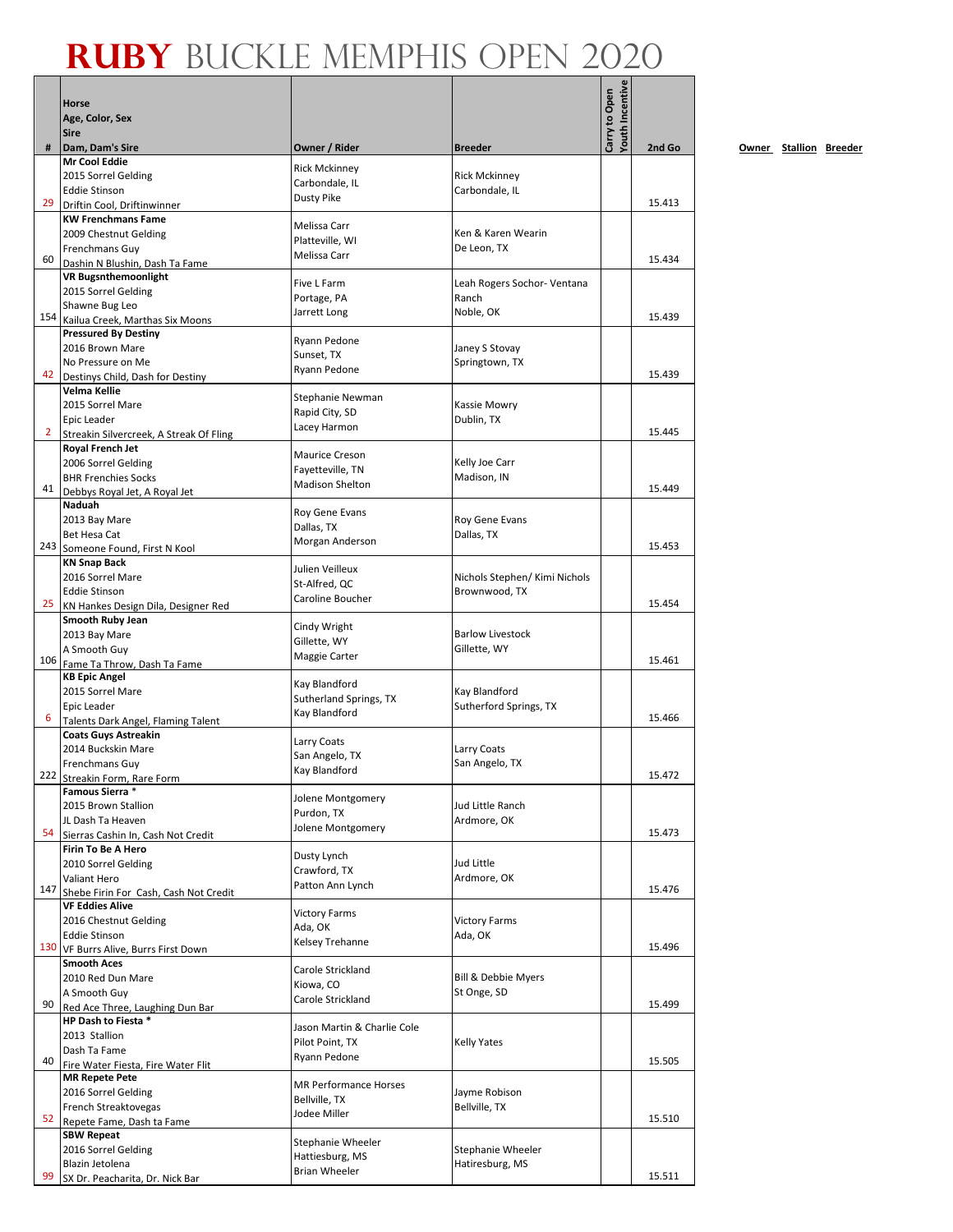# RUBY BUCKLE MEMPHIS OPEN 2020

| # | Horse<br>Age, Color, Sex<br>Sire<br>Dam, Dam's Sire | Owner / Rider | Breeder | Carry to Open | Youth Incentive | 2nd Go |
|---|---|---|---|---|---|---|
| 29 | **Mr Cool Eddie**<br>2015 Sorrel Gelding<br>Eddie Stinson<br>Driftin Cool, Driftinwinner | Rick Mckinney<br>Carbondale, IL<br>Dusty Pike | Rick Mckinney<br>Carbondale, IL | | | 15.413 |
| 60 | **KW Frenchmans Fame**<br>2009 Chestnut Gelding<br>Frenchmans Guy<br>Dashin N Blushin, Dash Ta Fame | Melissa Carr<br>Platteville, WI<br>Melissa Carr | Ken & Karen Wearin<br>De Leon, TX | | | 15.434 |
| 154 | **VR Bugsnthemoonlight**<br>2015 Sorrel Gelding<br>Shawne Bug Leo<br>Kailua Creek, Marthas Six Moons | Five L Farm<br>Portage, PA<br>Jarrett Long | Leah Rogers Sochor- Ventana Ranch<br>Noble, OK | | | 15.439 |
| 42 | **Pressured By Destiny**<br>2016 Brown Mare<br>No Pressure on Me<br>Destinys Child, Dash for Destiny | Ryann Pedone<br>Sunset, TX<br>Ryann Pedone | Janey S Stovay<br>Springtown, TX | | | 15.439 |
| 2 | **Velma Kellie**<br>2015 Sorrel Mare<br>Epic Leader<br>Streakin Silvercreek, A Streak Of Fling | Stephanie Newman<br>Rapid City, SD<br>Lacey Harmon | Kassie Mowry<br>Dublin, TX | | | 15.445 |
| 41 | **Royal French Jet**<br>2006 Sorrel Gelding<br>BHR Frenchies Socks<br>Debbys Royal Jet, A Royal Jet | Maurice Creson<br>Fayetteville, TN<br>Madison Shelton | Kelly Joe Carr<br>Madison, IN | | | 15.449 |
| 243 | **Naduah**<br>2013 Bay Mare<br>Bet Hesa Cat<br>Someone Found, First N Kool | Roy Gene Evans<br>Dallas, TX<br>Morgan Anderson | Roy Gene Evans<br>Dallas, TX | | | 15.453 |
| 25 | **KN Snap Back**<br>2016 Sorrel Mare<br>Eddie Stinson<br>KN Hankes Design Dila, Designer Red | Julien Veilleux<br>St-Alfred, QC<br>Caroline Boucher | Nichols Stephen/ Kimi Nichols<br>Brownwood, TX | | | 15.454 |
| 106 | **Smooth Ruby Jean**<br>2013 Bay Mare<br>A Smooth Guy<br>Fame Ta Throw, Dash Ta Fame | Cindy Wright<br>Gillette, WY<br>Maggie Carter | Barlow Livestock<br>Gillette, WY | | | 15.461 |
| 6 | **KB Epic Angel**<br>2015 Sorrel Mare<br>Epic Leader<br>Talents Dark Angel, Flaming Talent | Kay Blandford<br>Sutherland Springs, TX<br>Kay Blandford | Kay Blandford<br>Sutherland Springs, TX | | | 15.466 |
| 222 | **Coats Guys Astreakin**<br>2014 Buckskin Mare<br>Frenchmans Guy<br>Streakin Form, Rare Form | Larry Coats<br>San Angelo, TX<br>Kay Blandford | Larry Coats<br>San Angelo, TX | | | 15.472 |
| 54 | **Famous Sierra** *<br>2015 Brown Stallion<br>JL Dash Ta Heaven<br>Sierras Cashin In, Cash Not Credit | Jolene Montgomery<br>Purdon, TX<br>Jolene Montgomery | Jud Little Ranch<br>Ardmore, OK | | | 15.473 |
| 147 | **Firin To Be A Hero**<br>2010 Sorrel Gelding<br>Valiant Hero<br>Shebe Firin For Cash, Cash Not Credit | Dusty Lynch<br>Crawford, TX<br>Patton Ann Lynch | Jud Little<br>Ardmore, OK | | | 15.476 |
| 130 | **VF Eddies Alive**<br>2016 Chestnut Gelding<br>Eddie Stinson<br>VF Burrs Alive, Burrs First Down | Victory Farms<br>Ada, OK<br>Kelsey Trehanne | Victory Farms<br>Ada, OK | | | 15.496 |
| 90 | **Smooth Aces**<br>2010 Red Dun Mare<br>A Smooth Guy<br>Red Ace Three, Laughing Dun Bar | Carole Strickland<br>Kiowa, CO<br>Carole Strickland | Bill & Debbie Myers<br>St Onge, SD | | | 15.499 |
| 40 | **HP Dash to Fiesta** *<br>2013 Stallion<br>Dash Ta Fame<br>Fire Water Fiesta, Fire Water Flit | Jason Martin & Charlie Cole<br>Pilot Point, TX<br>Ryann Pedone | Kelly Yates | | | 15.505 |
| 52 | **MR Repete Pete**<br>2016 Sorrel Gelding<br>French Streaktovegas<br>Repete Fame, Dash ta Fame | MR Performance Horses<br>Bellville, TX<br>Jodee Miller | Jayme Robison<br>Bellville, TX | | | 15.510 |
| 99 | **SBW Repeat**<br>2016 Sorrel Gelding<br>Blazin Jetolena<br>SX Dr. Peacharita, Dr. Nick Bar | Stephanie Wheeler<br>Hattiesburg, MS<br>Brian Wheeler | Stephanie Wheeler<br>Hatiresburg, MS | | | 15.511 |

Owner Stallion Breeder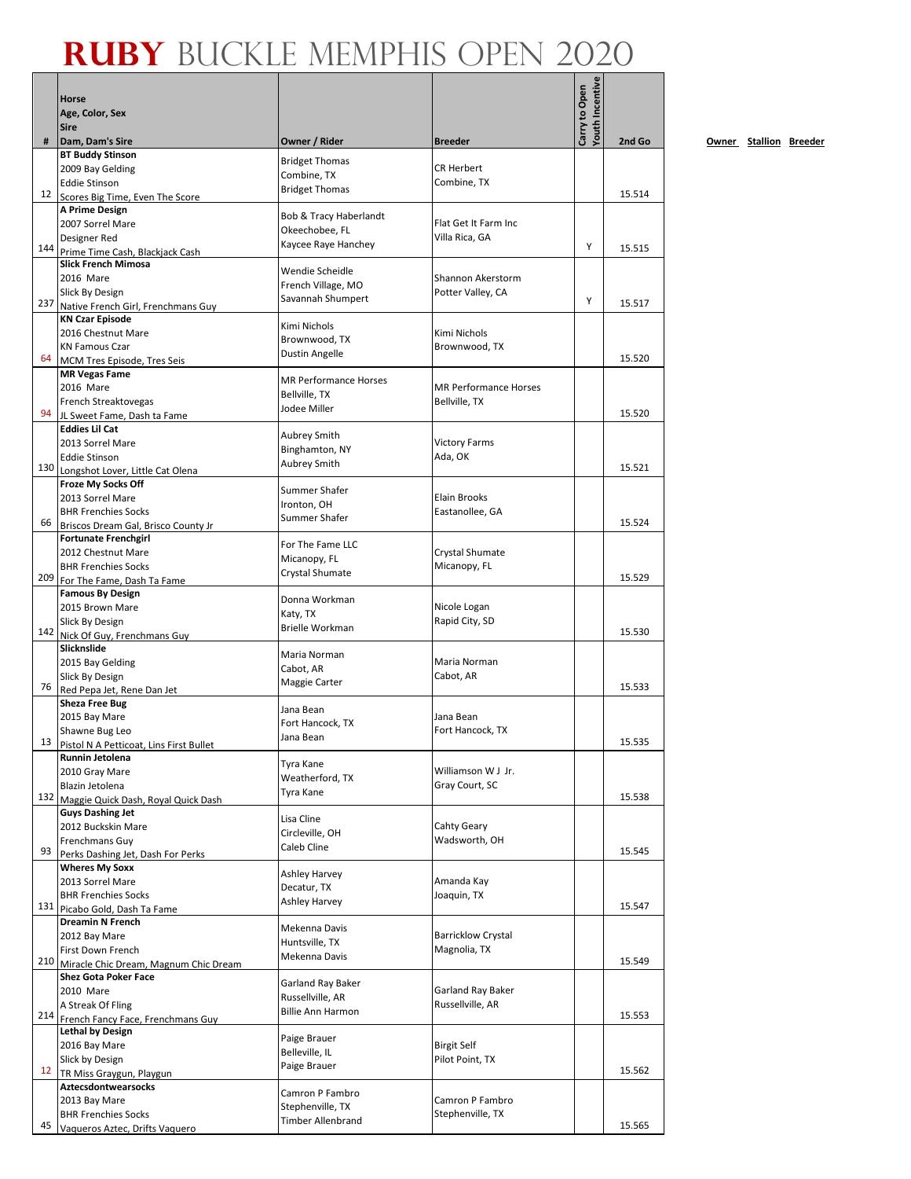# RUBY BUCKLE MEMPHIS OPEN 2020

| # | Horse<br>Age, Color, Sex<br>Sire<br>Dam, Dam's Sire | Owner / Rider | Breeder | Carry to Open | Youth Incentive | 2nd Go |
|---|---|---|---|---|---|---|
| 12 | **BT Buddy Stinson**<br>2009 Bay Gelding<br>Eddie Stinson<br>Scores Big Time, Even The Score | Bridget Thomas<br>Combine, TX<br>Bridget Thomas | CR Herbert<br>Combine, TX | | | 15.514 |
| 144 | **A Prime Design**<br>2007 Sorrel Mare<br>Designer Red<br>Prime Time Cash, Blackjack Cash | Bob & Tracy Haberlandt<br>Okeechobee, FL<br>Kaycee Raye Hanchey | Flat Get It Farm Inc<br>Villa Rica, GA | | Y | 15.515 |
| 237 | **Slick French Mimosa**<br>2016 Mare<br>Slick By Design<br>Native French Girl, Frenchmans Guy | Wendie Scheidle<br>French Village, MO<br>Savannah Shumpert | Shannon Akerstorm<br>Potter Valley, CA | | Y | 15.517 |
| 64 | **KN Czar Episode**<br>2016 Chestnut Mare<br>KN Famous Czar<br>MCM Tres Episode, Tres Seis | Kimi Nichols<br>Brownwood, TX<br>Dustin Angelle | Kimi Nichols<br>Brownwood, TX | | | 15.520 |
| 94 | **MR Vegas Fame**<br>2016 Mare<br>French Streaktovegas<br>JL Sweet Fame, Dash ta Fame | MR Performance Horses<br>Bellville, TX<br>Jodee Miller | MR Performance Horses<br>Bellville, TX | | | 15.520 |
| 130 | **Eddies Lil Cat**<br>2013 Sorrel Mare<br>Eddie Stinson<br>Longshot Lover, Little Cat Olena | Aubrey Smith<br>Binghamton, NY<br>Aubrey Smith | Victory Farms<br>Ada, OK | | | 15.521 |
| 66 | **Froze My Socks Off**<br>2013 Sorrel Mare<br>BHR Frenchies Socks<br>Briscos Dream Gal, Brisco County Jr | Summer Shafer<br>Ironton, OH<br>Summer Shafer | Elain Brooks<br>Eastanollee, GA | | | 15.524 |
| 209 | **Fortunate Frenchgirl**<br>2012 Chestnut Mare<br>BHR Frenchies Socks<br>For The Fame, Dash Ta Fame | For The Fame LLC<br>Micanopy, FL<br>Crystal Shumate | Crystal Shumate<br>Micanopy, FL | | | 15.529 |
| 142 | **Famous By Design**<br>2015 Brown Mare<br>Slick By Design<br>Nick Of Guy, Frenchmans Guy | Donna Workman<br>Katy, TX<br>Brielle Workman | Nicole Logan<br>Rapid City, SD | | | 15.530 |
| 76 | **Slicknslide**<br>2015 Bay Gelding<br>Slick By Design<br>Red Pepa Jet, Rene Dan Jet | Maria Norman<br>Cabot, AR<br>Maggie Carter | Maria Norman<br>Cabot, AR | | | 15.533 |
| 13 | **Sheza Free Bug**<br>2015 Bay Mare<br>Shawne Bug Leo<br>Pistol N A Petticoat, Lins First Bullet | Jana Bean<br>Fort Hancock, TX<br>Jana Bean | Jana Bean<br>Fort Hancock, TX | | | 15.535 |
| 132 | **Runnin Jetolena**<br>2010 Gray Mare<br>Blazin Jetolena<br>Maggie Quick Dash, Royal Quick Dash | Tyra Kane<br>Weatherford, TX<br>Tyra Kane | Williamson W J Jr.<br>Gray Court, SC | | | 15.538 |
| 93 | **Guys Dashing Jet**<br>2012 Buckskin Mare<br>Frenchmans Guy<br>Perks Dashing Jet, Dash For Perks | Lisa Cline<br>Circleville, OH<br>Caleb Cline | Cahty Geary<br>Wadsworth, OH | | | 15.545 |
| 131 | **Wheres My Soxx**<br>2013 Sorrel Mare<br>BHR Frenchies Socks<br>Picabo Gold, Dash Ta Fame | Ashley Harvey<br>Decatur, TX<br>Ashley Harvey | Amanda Kay<br>Joaquin, TX | | | 15.547 |
| 210 | **Dreamin N French**<br>2012 Bay Mare<br>First Down French<br>Miracle Chic Dream, Magnum Chic Dream | Mekenna Davis<br>Huntsville, TX<br>Mekenna Davis | Barricklow Crystal<br>Magnolia, TX | | | 15.549 |
| 214 | **Shez Gota Poker Face**<br>2010 Mare<br>A Streak Of Fling<br>French Fancy Face, Frenchmans Guy | Garland Ray Baker<br>Russellville, AR<br>Billie Ann Harmon | Garland Ray Baker<br>Russellville, AR | | | 15.553 |
| 12 | **Lethal by Design**<br>2016 Bay Mare<br>Slick by Design<br>TR Miss Graygun, Playgun | Paige Brauer<br>Belleville, IL<br>Paige Brauer | Birgit Self<br>Pilot Point, TX | | | 15.562 |
| 45 | **Aztecsdontwearsocks**<br>2013 Bay Mare<br>BHR Frenchies Socks<br>Vaqueros Aztec, Drifts Vaquero | Camron P Fambro<br>Stephenville, TX<br>Timber Allenbrand | Camron P Fambro<br>Stephenville, TX | | | 15.565 |

Owner Stallion Breeder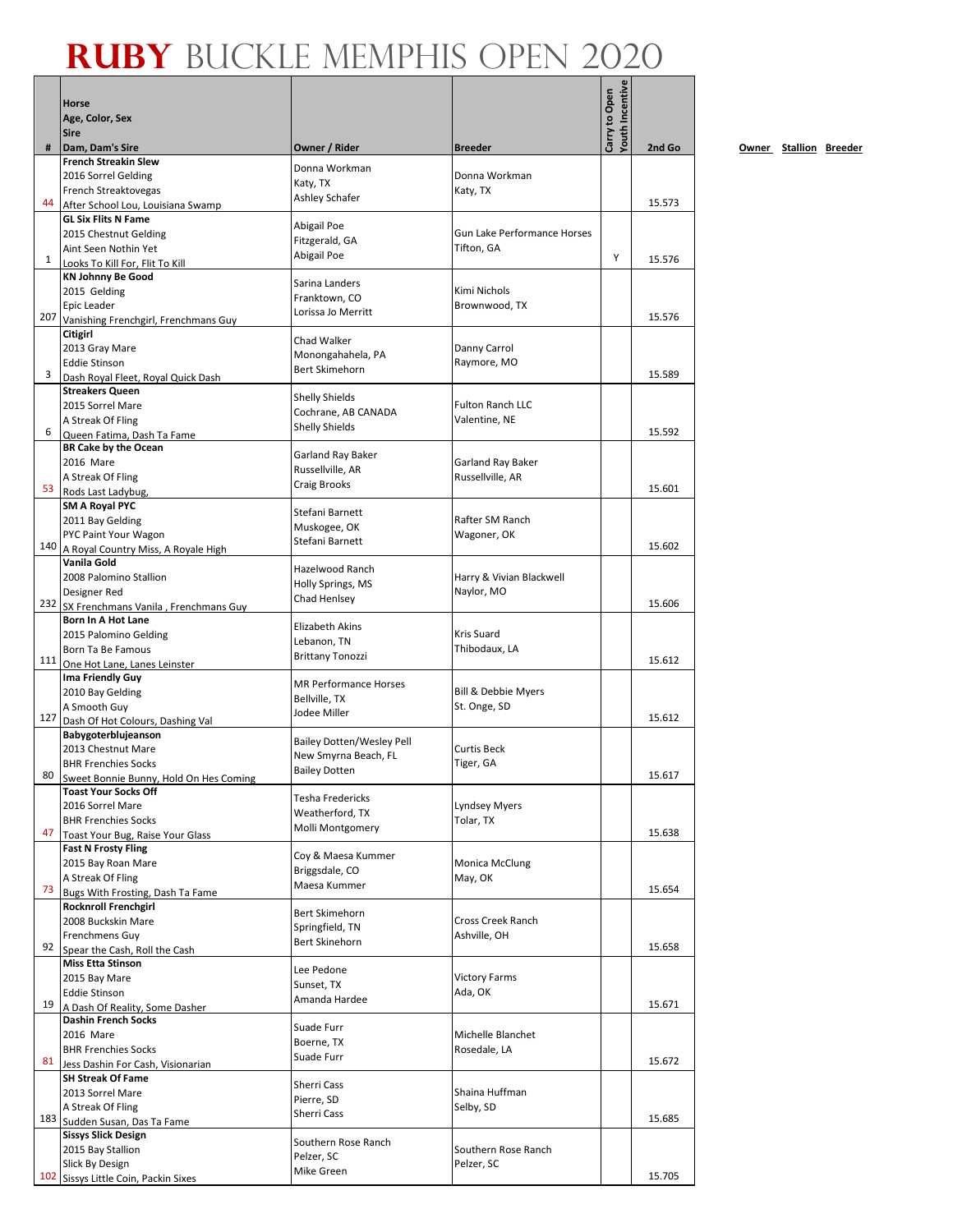# RUBY BUCKLE MEMPHIS OPEN 2020

| # | Horse<br>Age, Color, Sex<br>Sire<br>Dam, Dam's Sire | Owner / Rider | Breeder | Carry to Open | Youth Incentive | 2nd Go |
|---|---|---|---|---|---|---|
| 44 | **French Streakin Slew**<br>2016 Sorrel Gelding<br>French Streaktovegas<br>After School Lou, Louisiana Swamp | Donna Workman<br>Katy, TX<br>Ashley Schafer | Donna Workman<br>Katy, TX | | | 15.573 |
| 1 | **GL Six Flits N Fame**<br>2015 Chestnut Gelding<br>Aint Seen Nothin Yet<br>Looks To Kill For, Flit To Kill | Abigail Poe<br>Fitzgerald, GA<br>Abigail Poe | Gun Lake Performance Horses<br>Tifton, GA | | Y | 15.576 |
| 207 | **KN Johnny Be Good**<br>2015 Gelding<br>Epic Leader<br>Vanishing Frenchgirl, Frenchmans Guy | Sarina Landers<br>Franktown, CO<br>Lorissa Jo Merritt | Kimi Nichols<br>Brownwood, TX | | | 15.576 |
| 3 | **Citigirl**<br>2013 Gray Mare<br>Eddie Stinson<br>Dash Royal Fleet, Royal Quick Dash | Chad Walker<br>Monongahela, PA<br>Bert Skimehorn | Danny Carrol<br>Raymore, MO | | | 15.589 |
| 6 | **Streakers Queen**<br>2015 Sorrel Mare<br>A Streak Of Fling<br>Queen Fatima, Dash Ta Fame | Shelly Shields<br>Cochrane, AB CANADA<br>Shelly Shields | Fulton Ranch LLC<br>Valentine, NE | | | 15.592 |
| 53 | **BR Cake by the Ocean**<br>2016 Mare<br>A Streak Of Fling<br>Rods Last Ladybug, | Garland Ray Baker<br>Russellville, AR<br>Craig Brooks | Garland Ray Baker<br>Russellville, AR | | | 15.601 |
| 140 | **SM A Royal PYC**<br>2011 Bay Gelding<br>PYC Paint Your Wagon<br>A Royal Country Miss, A Royale High | Stefani Barnett<br>Muskogee, OK<br>Stefani Barnett | Rafter SM Ranch<br>Wagoner, OK | | | 15.602 |
| 232 | **Vanila Gold**<br>2008 Palomino Stallion<br>Designer Red<br>SX Frenchmans Vanila , Frenchmans Guy | Hazelwood Ranch<br>Holly Springs, MS<br>Chad Henlsey | Harry & Vivian Blackwell<br>Naylor, MO | | | 15.606 |
| 111 | **Born In A Hot Lane**<br>2015 Palomino Gelding<br>Born Ta Be Famous<br>One Hot Lane, Lanes Leinster | Elizabeth Akins<br>Lebanon, TN<br>Brittany Tonozzi | Kris Suard<br>Thibodaux, LA | | | 15.612 |
| 127 | **Ima Friendly Guy**<br>2010 Bay Gelding<br>A Smooth Guy<br>Dash Of Hot Colours, Dashing Val | MR Performance Horses<br>Bellville, TX<br>Jodee Miller | Bill & Debbie Myers<br>St. Onge, SD | | | 15.612 |
| 80 | **Babygoterblujeanson**<br>2013 Chestnut Mare<br>BHR Frenchies Socks<br>Sweet Bonnie Bunny, Hold On Hes Coming | Bailey Dotten/Wesley Pell<br>New Smyrna Beach, FL<br>Bailey Dotten | Curtis Beck<br>Tiger, GA | | | 15.617 |
| 47 | **Toast Your Socks Off**<br>2016 Sorrel Mare<br>BHR Frenchies Socks<br>Toast Your Bug, Raise Your Glass | Tesha Fredericks<br>Weatherford, TX<br>Molli Montgomery | Lyndsey Myers<br>Tolar, TX | | | 15.638 |
| 73 | **Fast N Frosty Fling**<br>2015 Bay Roan Mare<br>A Streak Of Fling<br>Bugs With Frosting, Dash Ta Fame | Coy & Maesa Kummer<br>Briggsdale, CO<br>Maesa Kummer | Monica McClung<br>May, OK | | | 15.654 |
| 92 | **Rocknroll Frenchgirl**<br>2008 Buckskin Mare<br>Frenchmens Guy<br>Spear the Cash, Roll the Cash | Bert Skimehorn<br>Springfield, TN<br>Bert Skinehorn | Cross Creek Ranch<br>Ashville, OH | | | 15.658 |
| 19 | **Miss Etta Stinson**<br>2015 Bay Mare<br>Eddie Stinson<br>A Dash Of Reality, Some Dasher | Lee Pedone<br>Sunset, TX<br>Amanda Hardee | Victory Farms<br>Ada, OK | | | 15.671 |
| 81 | **Dashin French Socks**<br>2016 Mare<br>BHR Frenchies Socks<br>Jess Dashin For Cash, Visionarian | Suade Furr<br>Boerne, TX<br>Suade Furr | Michelle Blanchet<br>Rosedale, LA | | | 15.672 |
| 183 | **SH Streak Of Fame**<br>2013 Sorrel Mare<br>A Streak Of Fling<br>Sudden Susan, Das Ta Fame | Sherri Cass<br>Pierre, SD<br>Sherri Cass | Shaina Huffman<br>Selby, SD | | | 15.685 |
| 102 | **Sissys Slick Design**<br>2015 Bay Stallion<br>Slick By Design<br>Sissys Little Coin, Packin Sixes | Southern Rose Ranch<br>Pelzer, SC<br>Mike Green | Southern Rose Ranch<br>Pelzer, SC | | | 15.705 |

Owner Stallion Breeder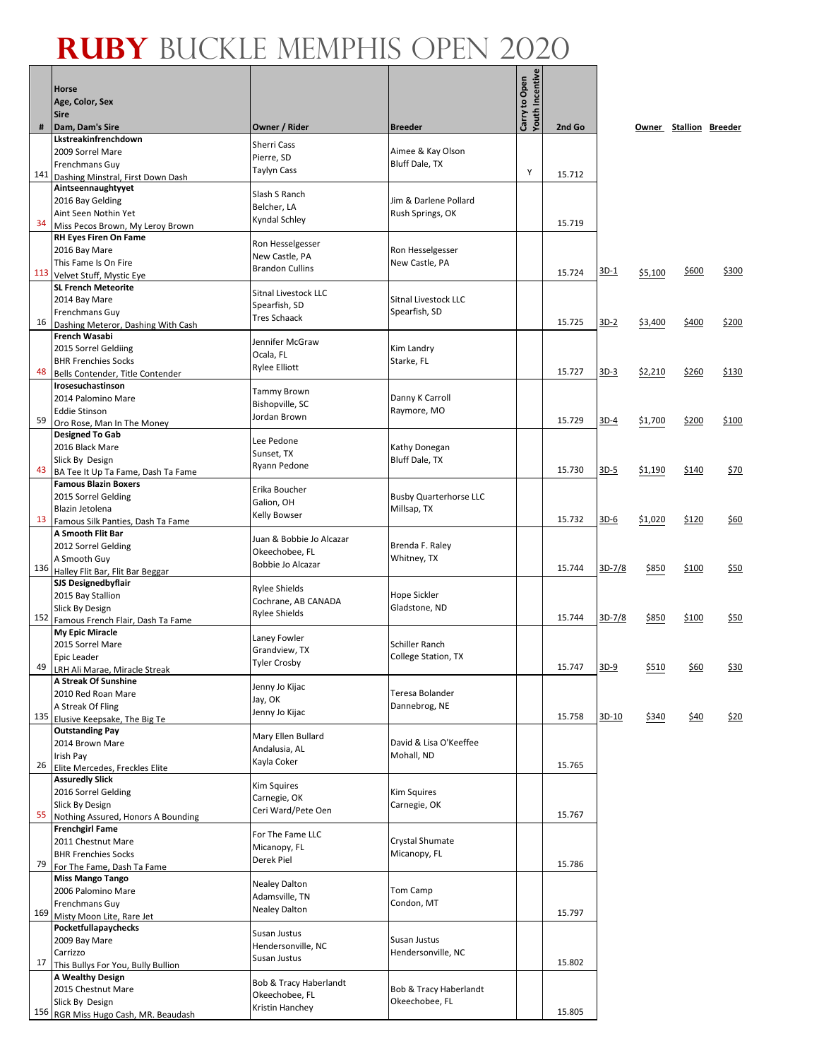# RUBY BUCKLE MEMPHIS OPEN 2020

| # | Horse / Age, Color, Sex / Sire / Dam, Dam's Sire | Owner / Rider | Breeder | Carry to Open | Youth Incentive | 2nd Go | | Owner | Stallion | Breeder |
|---|---|---|---|---|---|---|---|---|---|---|
| 141 | Lkstreakinfrenchdown<br>2009 Sorrel Mare<br>Frenchmans Guy<br>Dashing Minstral, First Down Dash | Sherri Cass<br>Pierre, SD<br>Taylyn Cass | Aimee & Kay Olson<br>Bluff Dale, TX | | Y | 15.712 | | | | |
| 34 | Aintseennaughtyyet<br>2016 Bay Gelding<br>Aint Seen Nothin Yet<br>Miss Pecos Brown, My Leroy Brown | Slash S Ranch<br>Belcher, LA<br>Kyndal Schley | Jim & Darlene Pollard<br>Rush Springs, OK | | | 15.719 | | | | |
| 113 | RH Eyes Firen On Fame<br>2016 Bay Mare<br>This Fame Is On Fire<br>Velvet Stuff, Mystic Eye | Ron Hesselgesser<br>New Castle, PA<br>Brandon Cullins | Ron Hesselgesser<br>New Castle, PA | | | 15.724 | 3D-1 | $5,100 | $600 | $300 |
| 16 | SL French Meteorite<br>2014 Bay Mare<br>Frenchmans Guy<br>Dashing Meteror, Dashing With Cash | Sitnal Livestock LLC<br>Spearfish, SD<br>Tres Schaack | Sitnal Livestock LLC<br>Spearfish, SD | | | 15.725 | 3D-2 | $3,400 | $400 | $200 |
| 48 | French Wasabi<br>2015 Sorrel Geldiing<br>BHR Frenchies Socks<br>Bells Contender, Title Contender | Jennifer McGraw<br>Ocala, FL<br>Rylee Elliott | Kim Landry<br>Starke, FL | | | 15.727 | 3D-3 | $2,210 | $260 | $130 |
| 59 | Irosesuchastinson<br>2014 Palomino Mare<br>Eddie Stinson<br>Oro Rose, Man In The Money | Tammy Brown<br>Bishopville, SC<br>Jordan Brown | Danny K Carroll<br>Raymore, MO | | | 15.729 | 3D-4 | $1,700 | $200 | $100 |
| 43 | Designed To Gab<br>2016 Black Mare<br>Slick By Design<br>BA Tee It Up Ta Fame, Dash Ta Fame | Lee Pedone<br>Sunset, TX<br>Ryann Pedone | Kathy Donegan<br>Bluff Dale, TX | | | 15.730 | 3D-5 | $1,190 | $140 | $70 |
| 13 | Famous Blazin Boxers<br>2015 Sorrel Gelding<br>Blazin Jetolena<br>Famous Silk Panties, Dash Ta Fame | Erika Boucher<br>Galion, OH<br>Kelly Bowser | Busby Quarterhorse LLC<br>Millsap, TX | | | 15.732 | 3D-6 | $1,020 | $120 | $60 |
| 136 | A Smooth Flit Bar<br>2012 Sorrel Gelding<br>A Smooth Guy<br>Halley Flit Bar, Flit Bar Beggar | Juan & Bobbie Jo Alcazar<br>Okeechobee, FL<br>Bobbie Jo Alcazar | Brenda F. Raley<br>Whitney, TX | | | 15.744 | 3D-7/8 | $850 | $100 | $50 |
| 152 | SJS Designedbyflair<br>2015 Bay Stallion<br>Slick By Design<br>Famous French Flair, Dash Ta Fame | Rylee Shields<br>Cochrane, AB CANADA<br>Rylee Shields | Hope Sickler<br>Gladstone, ND | | | 15.744 | 3D-7/8 | $850 | $100 | $50 |
| 49 | My Epic Miracle<br>2015 Sorrel Mare<br>Epic Leader<br>LRH Ali Marae, Miracle Streak | Laney Fowler<br>Grandview, TX<br>Tyler Crosby | Schiller Ranch<br>College Station, TX | | | 15.747 | 3D-9 | $510 | $60 | $30 |
| 135 | A Streak Of Sunshine<br>2010 Red Roan Mare<br>A Streak Of Fling<br>Elusive Keepsake, The Big Te | Jenny Jo Kijac<br>Jay, OK<br>Jenny Jo Kijac | Teresa Bolander<br>Dannebrog, NE | | | 15.758 | 3D-10 | $340 | $40 | $20 |
| 26 | Outstanding Pay<br>2014 Brown Mare<br>Irish Pay<br>Elite Mercedes, Freckles Elite | Mary Ellen Bullard<br>Andalusia, AL<br>Kayla Coker | David & Lisa O'Keeffee<br>Mohall, ND | | | 15.765 | | | | |
| 55 | Assuredly Slick<br>2016 Sorrel Gelding<br>Slick By Design<br>Nothing Assured, Honors A Bounding | Kim Squires<br>Carnegie, OK<br>Ceri Ward/Pete Oen | Kim Squires<br>Carnegie, OK | | | 15.767 | | | | |
| 79 | Frenchgirl Fame<br>2011 Chestnut Mare<br>BHR Frenchies Socks<br>For The Fame, Dash Ta Fame | For The Fame LLC<br>Micanopy, FL<br>Derek Piel | Crystal Shumate<br>Micanopy, FL | | | 15.786 | | | | |
| 169 | Miss Mango Tango<br>2006 Palomino Mare<br>Frenchmans Guy<br>Misty Moon Lite, Rare Jet | Nealey Dalton<br>Adamsville, TN<br>Nealey Dalton | Tom Camp<br>Condon, MT | | | 15.797 | | | | |
| 17 | Pocketfullapaychecks<br>2009 Bay Mare<br>Carrizzo<br>This Bullys For You, Bully Bullion | Susan Justus<br>Hendersonville, NC<br>Susan Justus | Susan Justus<br>Hendersonville, NC | | | 15.802 | | | | |
| 156 | A Wealthy Design<br>2015 Chestnut Mare<br>Slick By Design<br>RGR Miss Hugo Cash, MR. Beaudash | Bob & Tracy Haberlandt<br>Okeechobee, FL<br>Kristin Hanchey | Bob & Tracy Haberlandt<br>Okeechobee, FL | | | 15.805 | | | | |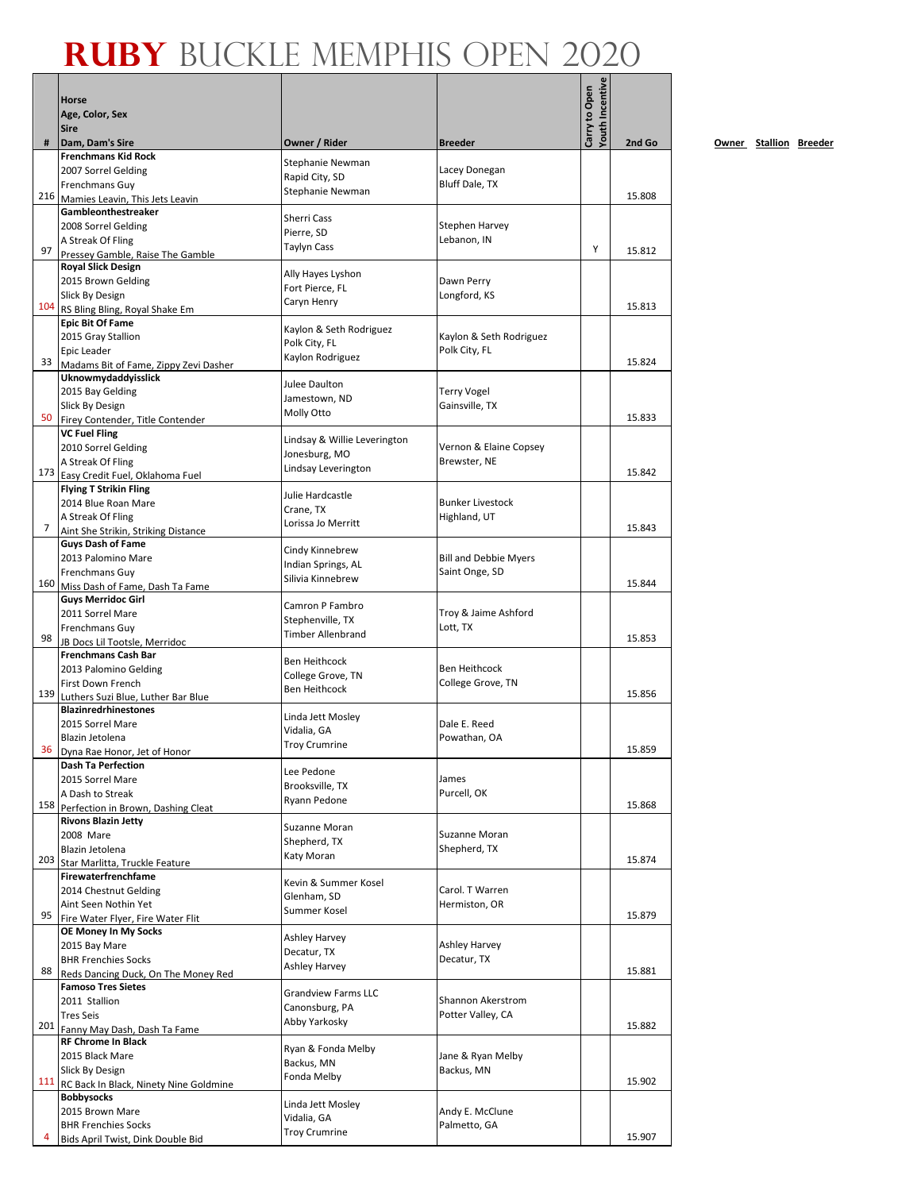# RUBY BUCKLE MEMPHIS OPEN 2020

| # | Horse<br>Age, Color, Sex<br>Sire<br>Dam, Dam's Sire | Owner / Rider | Breeder | Carry to Open | Youth Incentive | 2nd Go |
|---|---|---|---|---|---|---|
| 216 | **Frenchmans Kid Rock**<br>2007 Sorrel Gelding<br>Frenchmans Guy<br>Mamies Leavin, This Jets Leavin | Stephanie Newman<br>Rapid City, SD<br>Stephanie Newman | Lacey Donegan<br>Bluff Dale, TX | | | 15.808 |
| 97 | **Gambleonthestreaker**<br>2008 Sorrel Gelding<br>A Streak Of Fling<br>Pressey Gamble, Raise The Gamble | Sherri Cass<br>Pierre, SD<br>Taylyn Cass | Stephen Harvey<br>Lebanon, IN | | Y | 15.812 |
| 104 | **Royal Slick Design**<br>2015 Brown Gelding<br>Slick By Design<br>RS Bling Bling, Royal Shake Em | Ally Hayes Lyshon<br>Fort Pierce, FL<br>Caryn Henry | Dawn Perry<br>Longford, KS | | | 15.813 |
| 33 | **Epic Bit Of Fame**<br>2015 Gray Stallion<br>Epic Leader<br>Madams Bit of Fame, Zippy Zevi Dasher | Kaylon & Seth Rodriguez<br>Polk City, FL<br>Kaylon Rodriguez | Kaylon & Seth Rodriguez<br>Polk City, FL | | | 15.824 |
| 50 | **Uknowmydaddyisslick**<br>2015 Bay Gelding<br>Slick By Design<br>Firey Contender, Title Contender | Julee Daulton<br>Jamestown, ND<br>Molly Otto | Terry Vogel<br>Gainsville, TX | | | 15.833 |
| 173 | **VC Fuel Fling**<br>2010 Sorrel Gelding<br>A Streak Of Fling<br>Easy Credit Fuel, Oklahoma Fuel | Lindsay & Willie Leverington<br>Jonesburg, MO<br>Lindsay Leverington | Vernon & Elaine Copsey<br>Brewster, NE | | | 15.842 |
| 7 | **Flying T Strikin Fling**<br>2014 Blue Roan Mare<br>A Streak Of Fling<br>Aint She Strikin, Striking Distance | Julie Hardcastle<br>Crane, TX<br>Lorissa Jo Merritt | Bunker Livestock<br>Highland, UT | | | 15.843 |
| 160 | **Guys Dash of Fame**<br>2013 Palomino Mare<br>Frenchmans Guy<br>Miss Dash of Fame, Dash Ta Fame | Cindy Kinnebrew<br>Indian Springs, AL<br>Silivia Kinnebrew | Bill and Debbie Myers<br>Saint Onge, SD | | | 15.844 |
| 98 | **Guys Merridoc Girl**<br>2011 Sorrel Mare<br>Frenchmans Guy<br>JB Docs Lil Tootsle, Merridoc | Camron P Fambro<br>Stephenville, TX<br>Timber Allenbrand | Troy & Jaime Ashford<br>Lott, TX | | | 15.853 |
| 139 | **Frenchmans Cash Bar**<br>2013 Palomino Gelding<br>First Down French<br>Luthers Suzi Blue, Luther Bar Blue | Ben Heithcock<br>College Grove, TN<br>Ben Heithcock | Ben Heithcock<br>College Grove, TN | | | 15.856 |
| 36 | **Blazinredrhinestones**<br>2015 Sorrel Mare<br>Blazin Jetolena<br>Dyna Rae Honor, Jet of Honor | Linda Jett Mosley<br>Vidalia, GA<br>Troy Crumrine | Dale E. Reed<br>Powathan, OA | | | 15.859 |
| 158 | **Dash Ta Perfection**<br>2015 Sorrel Mare<br>A Dash to Streak<br>Perfection in Brown, Dashing Cleat | Lee Pedone<br>Brooksville, TX<br>Ryann Pedone | James<br>Purcell, OK | | | 15.868 |
| 203 | **Rivons Blazin Jetty**<br>2008 Mare<br>Blazin Jetolena<br>Star Marlitta, Truckle Feature | Suzanne Moran<br>Shepherd, TX<br>Katy Moran | Suzanne Moran<br>Shepherd, TX | | | 15.874 |
| 95 | **Firewaterfrenchfame**<br>2014 Chestnut Gelding<br>Aint Seen Nothin Yet<br>Fire Water Flyer, Fire Water Flit | Kevin & Summer Kosel<br>Glenham, SD<br>Summer Kosel | Carol. T Warren<br>Hermiston, OR | | | 15.879 |
| 88 | **OE Money In My Socks**<br>2015 Bay Mare<br>BHR Frenchies Socks<br>Reds Dancing Duck, On The Money Red | Ashley Harvey<br>Decatur, TX<br>Ashley Harvey | Ashley Harvey<br>Decatur, TX | | | 15.881 |
| 201 | **Famoso Tres Sietes**<br>2011 Stallion<br>Tres Seis<br>Fanny May Dash, Dash Ta Fame | Grandview Farms LLC<br>Canonsburg, PA<br>Abby Yarkosky | Shannon Akerstrom<br>Potter Valley, CA | | | 15.882 |
| 111 | **RF Chrome In Black**<br>2015 Black Mare<br>Slick By Design<br>RC Back In Black, Ninety Nine Goldmine | Ryan & Fonda Melby<br>Backus, MN<br>Fonda Melby | Jane & Ryan Melby<br>Backus, MN | | | 15.902 |
| 4 | **Bobbysocks**<br>2015 Brown Mare<br>BHR Frenchies Socks<br>Bids April Twist, Dink Double Bid | Linda Jett Mosley<br>Vidalia, GA<br>Troy Crumrine | Andy E. McClune<br>Palmetto, GA | | | 15.907 |

Owner Stallion Breeder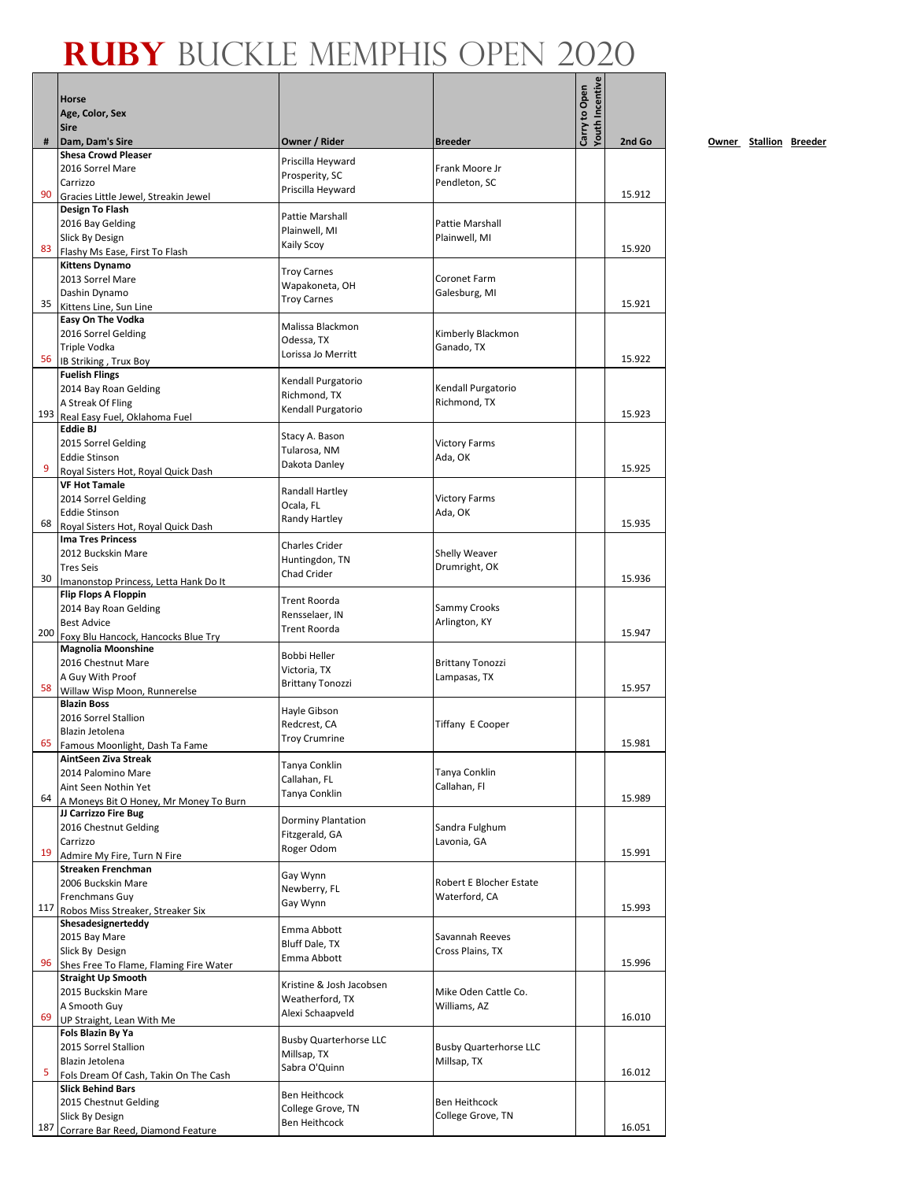# RUBY BUCKLE MEMPHIS OPEN 2020

| # | Horse<br>Age, Color, Sex<br>Sire<br>Dam, Dam's Sire | Owner / Rider | Breeder | Carry to Open | Youth Incentive | 2nd Go |
|---|---|---|---|---|---|---|
| 90 | **Shesa Crowd Pleaser**<br>2016 Sorrel Mare<br>Carrizzo<br>Gracies Little Jewel, Streakin Jewel | Priscilla Heyward<br>Prosperity, SC<br>Priscilla Heyward | Frank Moore Jr<br>Pendleton, SC | | | 15.912 |
| 83 | **Design To Flash**<br>2016 Bay Gelding<br>Slick By Design<br>Flashy Ms Ease, First To Flash | Pattie Marshall<br>Plainwell, MI<br>Kaily Scoy | Pattie Marshall<br>Plainwell, MI | | | 15.920 |
| 35 | **Kittens Dynamo**<br>2013 Sorrel Mare<br>Dashin Dynamo<br>Kittens Line, Sun Line | Troy Carnes<br>Wapakoneta, OH<br>Troy Carnes | Coronet Farm<br>Galesburg, MI | | | 15.921 |
| 56 | **Easy On The Vodka**<br>2016 Sorrel Gelding<br>Triple Vodka<br>IB Striking , Trux Boy | Malissa Blackmon<br>Odessa, TX<br>Lorissa Jo Merritt | Kimberly Blackmon<br>Ganado, TX | | | 15.922 |
| 193 | **Fuelish Flings**<br>2014 Bay Roan Gelding<br>A Streak Of Fling<br>Real Easy Fuel, Oklahoma Fuel | Kendall Purgatorio<br>Richmond, TX<br>Kendall Purgatorio | Kendall Purgatorio<br>Richmond, TX | | | 15.923 |
| 9 | **Eddie BJ**<br>2015 Sorrel Gelding<br>Eddie Stinson<br>Royal Sisters Hot, Royal Quick Dash | Stacy A. Bason<br>Tularosa, NM<br>Dakota Danley | Victory Farms<br>Ada, OK | | | 15.925 |
| 68 | **VF Hot Tamale**<br>2014 Sorrel Gelding<br>Eddie Stinson<br>Royal Sisters Hot, Royal Quick Dash | Randall Hartley<br>Ocala, FL<br>Randy Hartley | Victory Farms<br>Ada, OK | | | 15.935 |
| 30 | **Ima Tres Princess**<br>2012 Buckskin Mare<br>Tres Seis<br>Imanonstop Princess, Letta Hank Do It | Charles Crider<br>Huntingdon, TN<br>Chad Crider | Shelly Weaver<br>Drumright, OK | | | 15.936 |
| 200 | **Flip Flops A Floppin**<br>2014 Bay Roan Gelding<br>Best Advice<br>Foxy Blu Hancock, Hancocks Blue Try | Trent Roorda<br>Rensselaer, IN<br>Trent Roorda | Sammy Crooks<br>Arlington, KY | | | 15.947 |
| 58 | **Magnolia Moonshine**<br>2016 Chestnut Mare<br>A Guy With Proof<br>Willaw Wisp Moon, Runnerelse | Bobbi Heller<br>Victoria, TX<br>Brittany Tonozzi | Brittany Tonozzi<br>Lampasas, TX | | | 15.957 |
| 65 | **Blazin Boss**<br>2016 Sorrel Stallion<br>Blazin Jetolena<br>Famous Moonlight, Dash Ta Fame | Hayle Gibson<br>Redcrest, CA<br>Troy Crumrine | Tiffany E Cooper | | | 15.981 |
| 64 | **AintSeen Ziva Streak**<br>2014 Palomino Mare<br>Aint Seen Nothin Yet<br>A Moneys Bit O Honey, Mr Money To Burn | Tanya Conklin<br>Callahan, FL<br>Tanya Conklin | Tanya Conklin<br>Callahan, Fl | | | 15.989 |
| 19 | **JJ Carrizzo Fire Bug**<br>2016 Chestnut Gelding<br>Carrizzo<br>Admire My Fire, Turn N Fire | Dorminy Plantation<br>Fitzgerald, GA<br>Roger Odom | Sandra Fulghum<br>Lavonia, GA | | | 15.991 |
| 117 | **Streaken Frenchman**<br>2006 Buckskin Mare<br>Frenchmans Guy<br>Robos Miss Streaker, Streaker Six | Gay Wynn<br>Newberry, FL<br>Gay Wynn | Robert E Blocher Estate<br>Waterford, CA | | | 15.993 |
| 96 | **Shesadesignerteddy**<br>2015 Bay Mare<br>Slick By Design<br>Shes Free To Flame, Flaming Fire Water | Emma Abbott<br>Bluff Dale, TX<br>Emma Abbott | Savannah Reeves<br>Cross Plains, TX | | | 15.996 |
| 69 | **Straight Up Smooth**<br>2015 Buckskin Mare<br>A Smooth Guy<br>UP Straight, Lean With Me | Kristine & Josh Jacobsen<br>Weatherford, TX<br>Alexi Schaapveld | Mike Oden Cattle Co.<br>Williams, AZ | | | 16.010 |
| 5 | **Fols Blazin By Ya**<br>2015 Sorrel Stallion<br>Blazin Jetolena<br>Fols Dream Of Cash, Takin On The Cash | Busby Quarterhorse LLC<br>Millsap, TX<br>Sabra O'Quinn | Busby Quarterhorse LLC<br>Millsap, TX | | | 16.012 |
| 187 | **Slick Behind Bars**<br>2015 Chestnut Gelding<br>Slick By Design<br>Corrare Bar Reed, Diamond Feature | Ben Heithcock<br>College Grove, TN<br>Ben Heithcock | Ben Heithcock<br>College Grove, TN | | | 16.051 |

Owner Stallion Breeder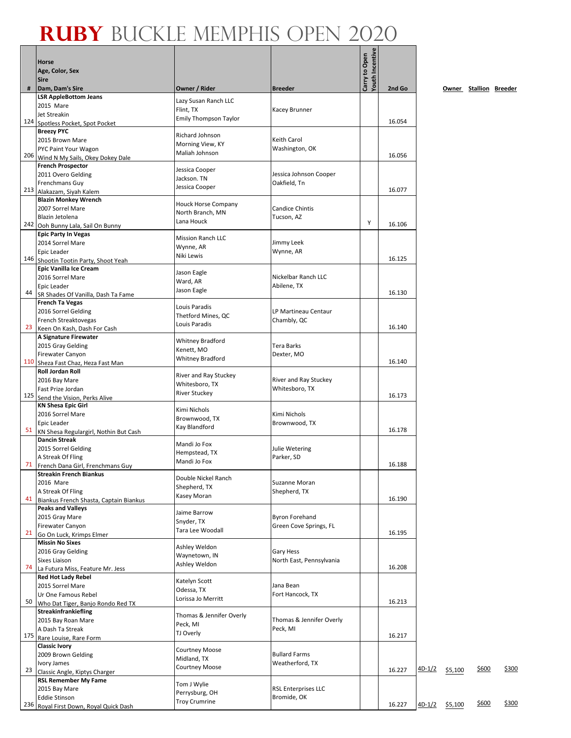# RUBY BUCKLE MEMPHIS OPEN 2020

| # | Horse / Age, Color, Sex / Sire / Dam, Dam's Sire | Owner / Rider | Breeder | Carry to Open | Youth Incentive | 2nd Go | | Owner | Stallion | Breeder |
|---|---|---|---|---|---|---|---|---|---|---|
| 124 | **LSR AppleBottom Jeans**<br>2015 Mare<br>Jet Streakin<br>Spotless Pocket, Spot Pocket | Lazy Susan Ranch LLC<br>Flint, TX<br>Emily Thompson Taylor | Kacey Brunner | | | 16.054 | | | | |
| 206 | **Breezy PYC**<br>2015 Brown Mare<br>PYC Paint Your Wagon<br>Wind N My Sails, Okey Dokey Dale | Richard Johnson<br>Morning View, KY<br>Maliah Johnson | Keith Carol<br>Washington, OK | | | 16.056 | | | | |
| 213 | **French Prospector**<br>2011 Overo Gelding<br>Frenchmans Guy<br>Alakazam, Siyah Kalem | Jessica Cooper<br>Jackson. TN<br>Jessica Cooper | Jessica Johnson Cooper<br>Oakfield, Tn | | | 16.077 | | | | |
| 242 | **Blazin Monkey Wrench**<br>2007 Sorrel Mare<br>Blazin Jetolena<br>Ooh Bunny Lala, Sail On Bunny | Houck Horse Company<br>North Branch, MN<br>Lana Houck | Candice Chintis<br>Tucson, AZ | | Y | 16.106 | | | | |
| 146 | **Epic Party In Vegas**<br>2014 Sorrel Mare<br>Epic Leader<br>Shootin Tootin Party, Shoot Yeah | Mission Ranch LLC<br>Wynne, AR<br>Niki Lewis | Jimmy Leek<br>Wynne, AR | | | 16.125 | | | | |
| 44 | **Epic Vanilla Ice Cream**<br>2016 Sorrel Mare<br>Epic Leader<br>SR Shades Of Vanilla, Dash Ta Fame | Jason Eagle<br>Ward, AR<br>Jason Eagle | Nickelbar Ranch LLC<br>Abilene, TX | | | 16.130 | | | | |
| 23 | **French Ta Vegas**<br>2016 Sorrel Gelding<br>French Streaktovegas<br>Keen On Kash, Dash For Cash | Louis Paradis<br>Thetford Mines, QC<br>Louis Paradis | LP Martineau Centaur<br>Chambly, QC | | | 16.140 | | | | |
| 110 | **A Signature Firewater**<br>2015 Gray Gelding<br>Firewater Canyon<br>Sheza Fast Chaz, Heza Fast Man | Whitney Bradford<br>Kenett, MO<br>Whitney Bradford | Tera Barks<br>Dexter, MO | | | 16.140 | | | | |
| 125 | **Roll Jordan Roll**<br>2016 Bay Mare<br>Fast Prize Jordan<br>Send the Vision, Perks Alive | River and Ray Stuckey<br>Whitesboro, TX<br>River Stuckey | River and Ray Stuckey<br>Whitesboro, TX | | | 16.173 | | | | |
| 51 | **KN Shesa Epic Girl**<br>2016 Sorrel Mare<br>Epic Leader<br>KN Shesa Regulargirl, Nothin But Cash | Kimi Nichols<br>Brownwood, TX<br>Kay Blandford | Kimi Nichols<br>Brownwood, TX | | | 16.178 | | | | |
| 71 | **Dancin Streak**<br>2015 Sorrel Gelding<br>A Streak Of Fling<br>French Dana Girl, Frenchmans Guy | Mandi Jo Fox<br>Hempstead, TX<br>Mandi Jo Fox | Julie Wetering<br>Parker, SD | | | 16.188 | | | | |
| 41 | **Streakin French Biankus**<br>2016 Mare<br>A Streak Of Fling<br>Biankus French Shasta, Captain Biankus | Double Nickel Ranch<br>Shepherd, TX<br>Kasey Moran | Suzanne Moran<br>Shepherd, TX | | | 16.190 | | | | |
| 21 | **Peaks and Valleys**<br>2015 Gray Mare<br>Firewater Canyon<br>Go On Luck, Krimps Elmer | Jaime Barrow<br>Snyder, TX<br>Tara Lee Woodall | Byron Forehand<br>Green Cove Springs, FL | | | 16.195 | | | | |
| 74 | **Missin No Sixes**<br>2016 Gray Gelding<br>Sixes Liaison<br>La Futura Miss, Feature Mr. Jess | Ashley Weldon<br>Waynetown, IN<br>Ashley Weldon | Gary Hess<br>North East, Pennsylvania | | | 16.208 | | | | |
| 50 | **Red Hot Lady Rebel**<br>2015 Sorrel Mare<br>Ur One Famous Rebel<br>Who Dat Tiger, Banjo Rondo Red TX | Katelyn Scott<br>Odessa, TX<br>Lorissa Jo Merritt | Jana Bean<br>Fort Hancock, TX | | | 16.213 | | | | |
| 175 | **Streakinfrankiefling**<br>2015 Bay Roan Mare<br>A Dash Ta Streak<br>Rare Louise, Rare Form | Thomas & Jennifer Overly<br>Peck, MI<br>TJ Overly | Thomas & Jennifer Overly<br>Peck, MI | | | 16.217 | | | | |
| 23 | **Classic Ivory**<br>2009 Brown Gelding<br>Ivory James<br>Classic Angle, Kiptys Charger | Courtney Moose<br>Midland, TX<br>Courtney Moose | Bullard Farms<br>Weatherford, TX | | | 16.227 | 4D-1/2 | $5,100 | $600 | $300 |
| 236 | **RSL Remember My Fame**<br>2015 Bay Mare<br>Eddie Stinson<br>Royal First Down, Royal Quick Dash | Tom J Wylie<br>Perrysburg, OH<br>Troy Crumrine | RSL Enterprises LLC<br>Bromide, OK | | | 16.227 | 4D-1/2 | $5,100 | $600 | $300 |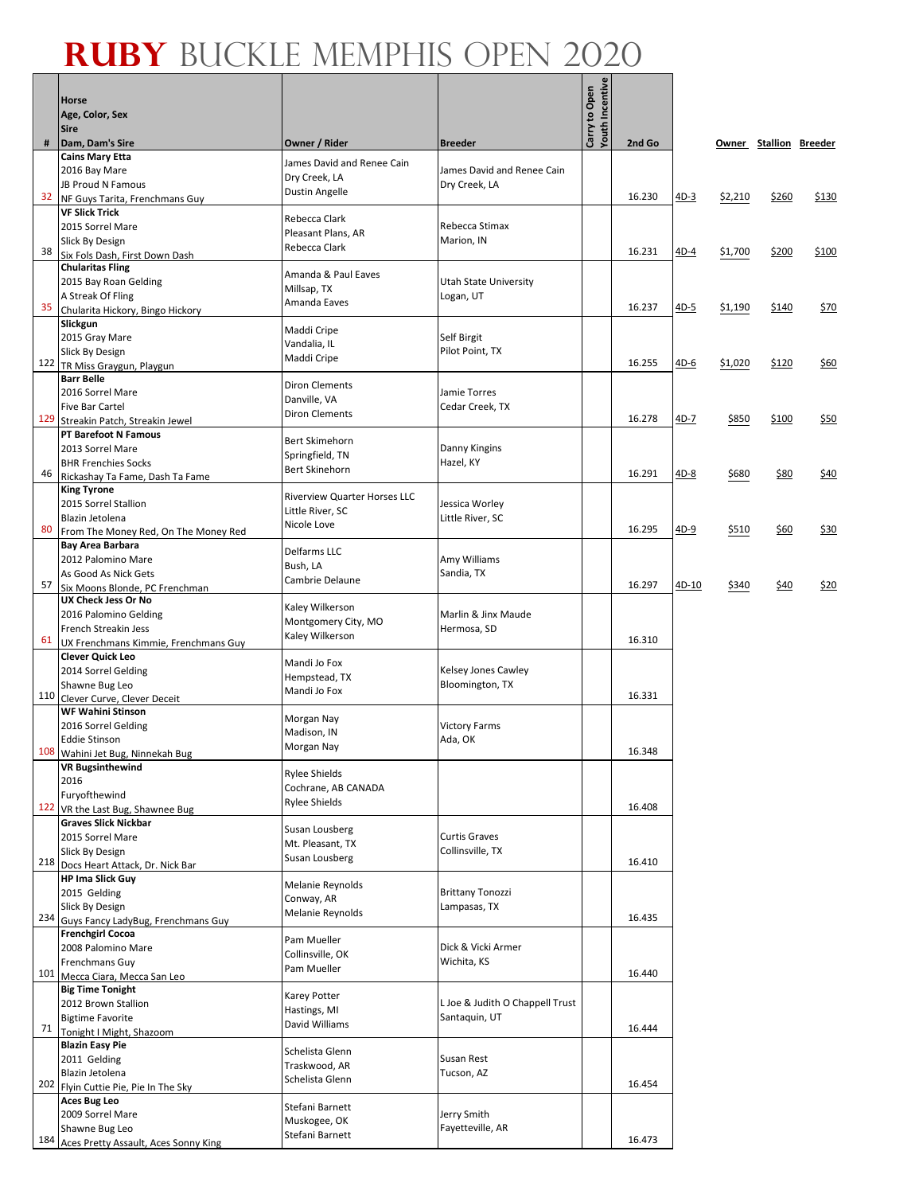# RUBY BUCKLE MEMPHIS OPEN 2020

| # | Horse<br>Age, Color, Sex<br>Sire<br>Dam, Dam's Sire | Owner / Rider | Breeder | Carry to Open | Youth Incentive | 2nd Go | | Owner | Stallion | Breeder |
|---|---|---|---|---|---|---|---|---|---|---|
| 32 | **Cains Mary Etta**<br>2016 Bay Mare<br>JB Proud N Famous<br>NF Guys Tarita, Frenchmans Guy | James David and Renee Cain<br>Dry Creek, LA<br>Dustin Angelle | James David and Renee Cain<br>Dry Creek, LA | | | 16.230 | 4D-3 | $2,210 | $260 | $130 |
| 38 | **VF Slick Trick**<br>2015 Sorrel Mare<br>Slick By Design<br>Six Fols Dash, First Down Dash | Rebecca Clark<br>Pleasant Plans, AR<br>Rebecca Clark | Rebecca Stimax<br>Marion, IN | | | 16.231 | 4D-4 | $1,700 | $200 | $100 |
| 35 | **Chularitas Fling**<br>2015 Bay Roan Gelding<br>A Streak Of Fling<br>Chularita Hickory, Bingo Hickory | Amanda & Paul Eaves<br>Millsap, TX<br>Amanda Eaves | Utah State University<br>Logan, UT | | | 16.237 | 4D-5 | $1,190 | $140 | $70 |
| 122 | **Slickgun**<br>2015 Gray Mare<br>Slick By Design<br>TR Miss Graygun, Playgun | Maddi Cripe<br>Vandalia, IL<br>Maddi Cripe | Self Birgit<br>Pilot Point, TX | | | 16.255 | 4D-6 | $1,020 | $120 | $60 |
| 129 | **Barr Belle**<br>2016 Sorrel Mare<br>Five Bar Cartel<br>Streakin Patch, Streakin Jewel | Diron Clements<br>Danville, VA<br>Diron Clements | Jamie Torres<br>Cedar Creek, TX | | | 16.278 | 4D-7 | $850 | $100 | $50 |
| 46 | **PT Barefoot N Famous**<br>2013 Sorrel Mare<br>BHR Frenchies Socks<br>Rickashay Ta Fame, Dash Ta Fame | Bert Skimehorn<br>Springfield, TN<br>Bert Skinehorn | Danny Kingins<br>Hazel, KY | | | 16.291 | 4D-8 | $680 | $80 | $40 |
| 80 | **King Tyrone**<br>2015 Sorrel Stallion<br>Blazin Jetolena<br>From The Money Red, On The Money Red | Riverview Quarter Horses LLC<br>Little River, SC<br>Nicole Love | Jessica Worley<br>Little River, SC | | | 16.295 | 4D-9 | $510 | $60 | $30 |
| 57 | **Bay Area Barbara**<br>2012 Palomino Mare<br>As Good As Nick Gets<br>Six Moons Blonde, PC Frenchman | Delfarms LLC<br>Bush, LA<br>Cambrie Delaune | Amy Williams<br>Sandia, TX | | | 16.297 | 4D-10 | $340 | $40 | $20 |
| 61 | **UX Check Jess Or No**<br>2016 Palomino Gelding<br>French Streakin Jess<br>UX Frenchmans Kimmie, Frenchmans Guy | Kaley Wilkerson<br>Montgomery City, MO<br>Kaley Wilkerson | Marlin & Jinx Maude<br>Hermosa, SD | | | 16.310 | | | | |
| 110 | **Clever Quick Leo**<br>2014 Sorrel Gelding<br>Shawne Bug Leo<br>Clever Curve, Clever Deceit | Mandi Jo Fox<br>Hempstead, TX<br>Mandi Jo Fox | Kelsey Jones Cawley<br>Bloomington, TX | | | 16.331 | | | | |
| 108 | **WF Wahini Stinson**<br>2016 Sorrel Gelding<br>Eddie Stinson<br>Wahini Jet Bug, Ninnekah Bug | Morgan Nay<br>Madison, IN<br>Morgan Nay | Victory Farms<br>Ada, OK | | | 16.348 | | | | |
| 122 | **VR Bugsinthewind**<br>2016<br>Furyofthewind<br>VR the Last Bug, Shawnee Bug | Rylee Shields<br>Cochrane, AB CANADA<br>Rylee Shields | | | | 16.408 | | | | |
| 218 | **Graves Slick Nickbar**<br>2015 Sorrel Mare<br>Slick By Design<br>Docs Heart Attack, Dr. Nick Bar | Susan Lousberg<br>Mt. Pleasant, TX<br>Susan Lousberg | Curtis Graves<br>Collinsville, TX | | | 16.410 | | | | |
| 234 | **HP Ima Slick Guy**<br>2015 Gelding<br>Slick By Design<br>Guys Fancy LadyBug, Frenchmans Guy | Melanie Reynolds<br>Conway, AR<br>Melanie Reynolds | Brittany Tonozzi<br>Lampasas, TX | | | 16.435 | | | | |
| 101 | **Frenchgirl Cocoa**<br>2008 Palomino Mare<br>Frenchmans Guy<br>Mecca Ciara, Mecca San Leo | Pam Mueller<br>Collinsville, OK<br>Pam Mueller | Dick & Vicki Armer<br>Wichita, KS | | | 16.440 | | | | |
| 71 | **Big Time Tonight**<br>2012 Brown Stallion<br>Bigtime Favorite<br>Tonight I Might, Shazoom | Karey Potter<br>Hastings, MI<br>David Williams | L Joe & Judith O Chappell Trust<br>Santaquin, UT | | | 16.444 | | | | |
| 202 | **Blazin Easy Pie**<br>2011 Gelding<br>Blazin Jetolena<br>Flyin Cuttie Pie, Pie In The Sky | Schelista Glenn<br>Traskwood, AR<br>Schelista Glenn | Susan Rest<br>Tucson, AZ | | | 16.454 | | | | |
| 184 | **Aces Bug Leo**<br>2009 Sorrel Mare<br>Shawne Bug Leo<br>Aces Pretty Assault, Aces Sonny King | Stefani Barnett<br>Muskogee, OK<br>Stefani Barnett | Jerry Smith<br>Fayetteville, AR | | | 16.473 | | | | |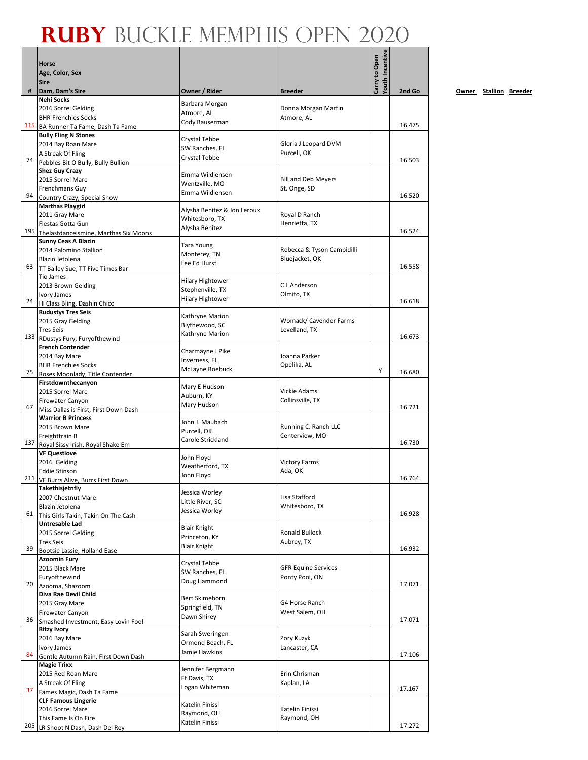# RUBY BUCKLE MEMPHIS OPEN 2020

| # | Horse<br>Age, Color, Sex<br>Sire<br>Dam, Dam's Sire | Owner / Rider | Breeder | Carry to Open | Youth Incentive | 2nd Go |
|---|---|---|---|---|---|---|
| 115 | **Nehi Socks**<br>2016 Sorrel Gelding<br>BHR Frenchies Socks<br>BA Runner Ta Fame, Dash Ta Fame | Barbara Morgan<br>Atmore, AL<br>Cody Bauserman | Donna Morgan Martin<br>Atmore, AL | | | 16.475 |
| 74 | **Bully Fling N Stones**<br>2014 Bay Roan Mare<br>A Streak Of Fling<br>Pebbles Bit O Bully, Bully Bullion | Crystal Tebbe<br>SW Ranches, FL<br>Crystal Tebbe | Gloria J Leopard DVM<br>Purcell, OK | | | 16.503 |
| 94 | **Shez Guy Crazy**<br>2015 Sorrel Mare<br>Frenchmans Guy<br>Country Crazy, Special Show | Emma Wildiensen<br>Wentzville, MO<br>Emma Wildiensen | Bill and Deb Meyers<br>St. Onge, SD | | | 16.520 |
| 195 | **Marthas Playgirl**<br>2011 Gray Mare<br>Fiestas Gotta Gun<br>Thelastdanceismine, Marthas Six Moons | Alysha Benitez & Jon Leroux<br>Whitesboro, TX<br>Alysha Benitez | Royal D Ranch<br>Henrietta, TX | | | 16.524 |
| 63 | **Sunny Ceas A Blazin**<br>2014 Palomino Stallion<br>Blazin Jetolena<br>TT Bailey Sue, TT Five Times Bar | Tara Young<br>Monterey, TN<br>Lee Ed Hurst | Rebecca & Tyson Campidilli<br>Bluejacket, OK | | | 16.558 |
| 24 | Tio James<br>2013 Brown Gelding<br>Ivory James<br>Hi Class Bling, Dashin Chico | Hilary Hightower<br>Stephenville, TX<br>Hilary Hightower | C L Anderson<br>Olmito, TX | | | 16.618 |
| 133 | **Rudustys Tres Seis**<br>2015 Gray Gelding<br>Tres Seis<br>RDustys Fury, Furyofthewind | Kathryne Marion<br>Blythewood, SC<br>Kathryne Marion | Womack/ Cavender Farms<br>Levelland, TX | | | 16.673 |
| 75 | **French Contender**<br>2014 Bay Mare<br>BHR Frenchies Socks<br>Roses Moonlady, Title Contender | Charmayne J Pike<br>Inverness, FL<br>McLayne Roebuck | Joanna Parker<br>Opelika, AL | | Y | 16.680 |
| 67 | **Firstdownthecanyon**<br>2015 Sorrel Mare<br>Firewater Canyon<br>Miss Dallas is First, First Down Dash | Mary E Hudson<br>Auburn, KY<br>Mary Hudson | Vickie Adams<br>Collinsville, TX | | | 16.721 |
| 137 | **Warrior B Princess**<br>2015 Brown Mare<br>Freighttrain B<br>Royal Sissy Irish, Royal Shake Em | John J. Maubach<br>Purcell, OK<br>Carole Strickland | Running C. Ranch LLC<br>Centerview, MO | | | 16.730 |
| 211 | **VF Questlove**<br>2016 Gelding<br>Eddie Stinson<br>VF Burrs Alive, Burrs First Down | John Floyd<br>Weatherford, TX<br>John Floyd | Victory Farms<br>Ada, OK | | | 16.764 |
| 61 | **Takethisjetnfly**<br>2007 Chestnut Mare<br>Blazin Jetolena<br>This Girls Takin, Takin On The Cash | Jessica Worley<br>Little River, SC<br>Jessica Worley | Lisa Stafford<br>Whitesboro, TX | | | 16.928 |
| 39 | **Untresable Lad**<br>2015 Sorrel Gelding<br>Tres Seis<br>Bootsie Lassie, Holland Ease | Blair Knight<br>Princeton, KY<br>Blair Knight | Ronald Bullock<br>Aubrey, TX | | | 16.932 |
| 20 | **Azoomin Fury**<br>2015 Black Mare<br>Furyofthewind<br>Azooma, Shazoom | Crystal Tebbe<br>SW Ranches, FL<br>Doug Hammond | GFR Equine Services<br>Ponty Pool, ON | | | 17.071 |
| 36 | **Diva Rae Devil Child**<br>2015 Gray Mare<br>Firewater Canyon<br>Smashed Investment, Easy Lovin Fool | Bert Skimehorn<br>Springfield, TN<br>Dawn Shirey | G4 Horse Ranch<br>West Salem, OH | | | 17.071 |
| 84 | **Ritzy Ivory**<br>2016 Bay Mare<br>Ivory James<br>Gentle Autumn Rain, First Down Dash | Sarah Sweringen<br>Ormond Beach, FL<br>Jamie Hawkins | Zory Kuzyk<br>Lancaster, CA | | | 17.106 |
| 37 | **Magie Trixx**<br>2015 Red Roan Mare<br>A Streak Of Fling<br>Fames Magic, Dash Ta Fame | Jennifer Bergmann<br>Ft Davis, TX<br>Logan Whiteman | Erin Chrisman<br>Kaplan, LA | | | 17.167 |
| 205 | **CLF Famous Lingerie**<br>2016 Sorrel Mare<br>This Fame Is On Fire<br>LR Shoot N Dash, Dash Del Rey | Katelin Finissi<br>Raymond, OH<br>Katelin Finissi | Katelin Finissi<br>Raymond, OH | | | 17.272 |

Owner Stallion Breeder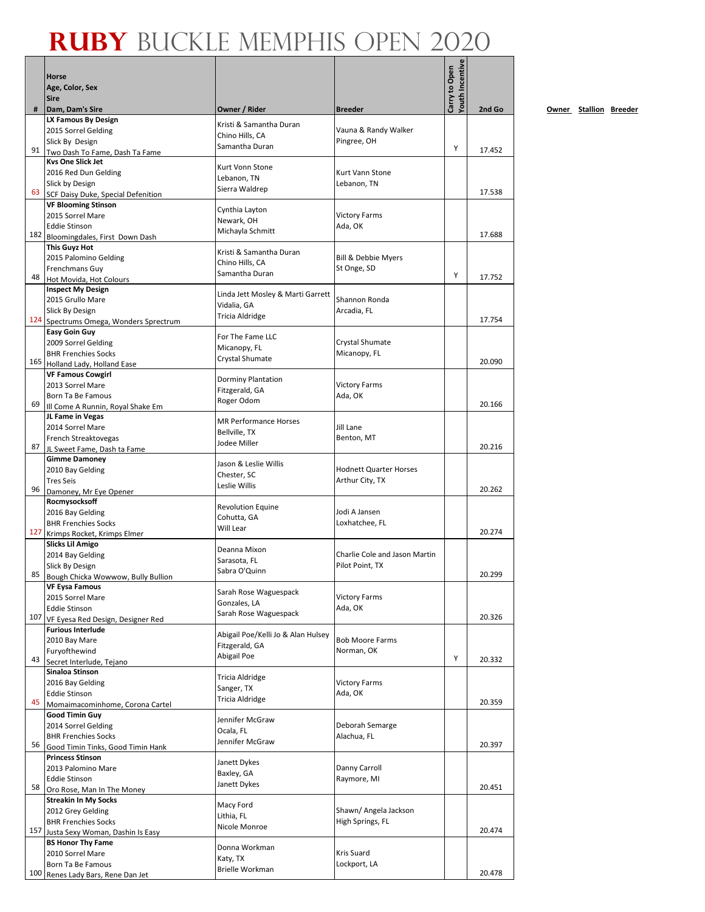# RUBY BUCKLE MEMPHIS OPEN 2020

| # | Horse<br>Age, Color, Sex<br>Sire<br>Dam, Dam's Sire | Owner / Rider | Breeder | Carry to Open | Youth Incentive | 2nd Go | Owner | Stallion | Breeder |
|---|---|---|---|---|---|---|---|---|---|
| 91 | **LX Famous By Design**<br>2015 Sorrel Gelding<br>Slick By Design<br>Two Dash To Fame, Dash Ta Fame | Kristi & Samantha Duran<br>Chino Hills, CA<br>Samantha Duran | Vauna & Randy Walker<br>Pingree, OH | Y | | 17.452 | | | |
| 63 | **Kvs One Slick Jet**<br>2016 Red Dun Gelding<br>Slick by Design<br>SCF Daisy Duke, Special Defenition | Kurt Vonn Stone<br>Lebanon, TN<br>Sierra Waldrep | Kurt Vann Stone<br>Lebanon, TN | | | 17.538 | | | |
| 182 | **VF Blooming Stinson**<br>2015 Sorrel Mare<br>Eddie Stinson<br>Bloomingdales, First Down Dash | Cynthia Layton<br>Newark, OH<br>Michayla Schmitt | Victory Farms<br>Ada, OK | | | 17.688 | | | |
| 48 | **This Guyz Hot**<br>2015 Palomino Gelding<br>Frenchmans Guy<br>Hot Movida, Hot Colours | Kristi & Samantha Duran<br>Chino Hills, CA<br>Samantha Duran | Bill & Debbie Myers<br>St Onge, SD | Y | | 17.752 | | | |
| 124 | **Inspect My Design**<br>2015 Grullo Mare<br>Slick By Design<br>Spectrums Omega, Wonders Sprectrum | Linda Jett Mosley & Marti Garrett<br>Vidalia, GA<br>Tricia Aldridge | Shannon Ronda<br>Arcadia, FL | | | 17.754 | | | |
| 165 | **Easy Goin Guy**<br>2009 Sorrel Gelding<br>BHR Frenchies Socks<br>Holland Lady, Holland Ease | For The Fame LLC<br>Micanopy, FL<br>Crystal Shumate | Crystal Shumate<br>Micanopy, FL | | | 20.090 | | | |
| 69 | **VF Famous Cowgirl**<br>2013 Sorrel Mare<br>Born Ta Be Famous<br>Ill Come A Runnin, Royal Shake Em | Dorminy Plantation<br>Fitzgerald, GA<br>Roger Odom | Victory Farms<br>Ada, OK | | | 20.166 | | | |
| 87 | **JL Fame in Vegas**<br>2014 Sorrel Mare<br>French Streaktovegas<br>JL Sweet Fame, Dash ta Fame | MR Performance Horses<br>Bellville, TX<br>Jodee Miller | Jill Lane<br>Benton, MT | | | 20.216 | | | |
| 96 | **Gimme Damoney**<br>2010 Bay Gelding<br>Tres Seis<br>Damoney, Mr Eye Opener | Jason & Leslie Willis<br>Chester, SC<br>Leslie Willis | Hodnett Quarter Horses<br>Arthur City, TX | | | 20.262 | | | |
| 127 | **Rocmysocksoff**<br>2016 Bay Gelding<br>BHR Frenchies Socks<br>Krimps Rocket, Krimps Elmer | Revolution Equine<br>Cohutta, GA<br>Will Lear | Jodi A Jansen<br>Loxhatchee, FL | | | 20.274 | | | |
| 85 | **Slicks Lil Amigo**<br>2014 Bay Gelding<br>Slick By Design<br>Bough Chicka Wowwow, Bully Bullion | Deanna Mixon<br>Sarasota, FL<br>Sabra O'Quinn | Charlie Cole and Jason Martin<br>Pilot Point, TX | | | 20.299 | | | |
| 107 | **VF Eysa Famous**<br>2015 Sorrel Mare<br>Eddie Stinson<br>VF Eyesa Red Design, Designer Red | Sarah Rose Waguespack<br>Gonzales, LA<br>Sarah Rose Waguespack | Victory Farms<br>Ada, OK | | | 20.326 | | | |
| 43 | **Furious Interlude**<br>2010 Bay Mare<br>Furyofthewind<br>Secret Interlude, Tejano | Abigail Poe/Kelli Jo & Alan Hulsey<br>Fitzgerald, GA<br>Abigail Poe | Bob Moore Farms<br>Norman, OK | Y | | 20.332 | | | |
| 45 | **Sinaloa Stinson**<br>2016 Bay Gelding<br>Eddie Stinson<br>Momaimacominhome, Corona Cartel | Tricia Aldridge<br>Sanger, TX<br>Tricia Aldridge | Victory Farms<br>Ada, OK | | | 20.359 | | | |
| 56 | **Good Timin Guy**<br>2014 Sorrel Gelding<br>BHR Frenchies Socks<br>Good Timin Tinks, Good Timin Hank | Jennifer McGraw<br>Ocala, FL<br>Jennifer McGraw | Deborah Semarge<br>Alachua, FL | | | 20.397 | | | |
| 58 | **Princess Stinson**<br>2013 Palomino Mare<br>Eddie Stinson<br>Oro Rose, Man In The Money | Janett Dykes<br>Baxley, GA<br>Janett Dykes | Danny Carroll<br>Raymore, MI | | | 20.451 | | | |
| 157 | **Streakin In My Socks**<br>2012 Grey Gelding<br>BHR Frenchies Socks<br>Justa Sexy Woman, Dashin Is Easy | Macy Ford<br>Lithia, FL<br>Nicole Monroe | Shawn/ Angela Jackson<br>High Springs, FL | | | 20.474 | | | |
| 100 | **BS Honor Thy Fame**<br>2010 Sorrel Mare<br>Born Ta Be Famous<br>Renes Lady Bars, Rene Dan Jet | Donna Workman<br>Katy, TX<br>Brielle Workman | Kris Suard<br>Lockport, LA | | | 20.478 | | | |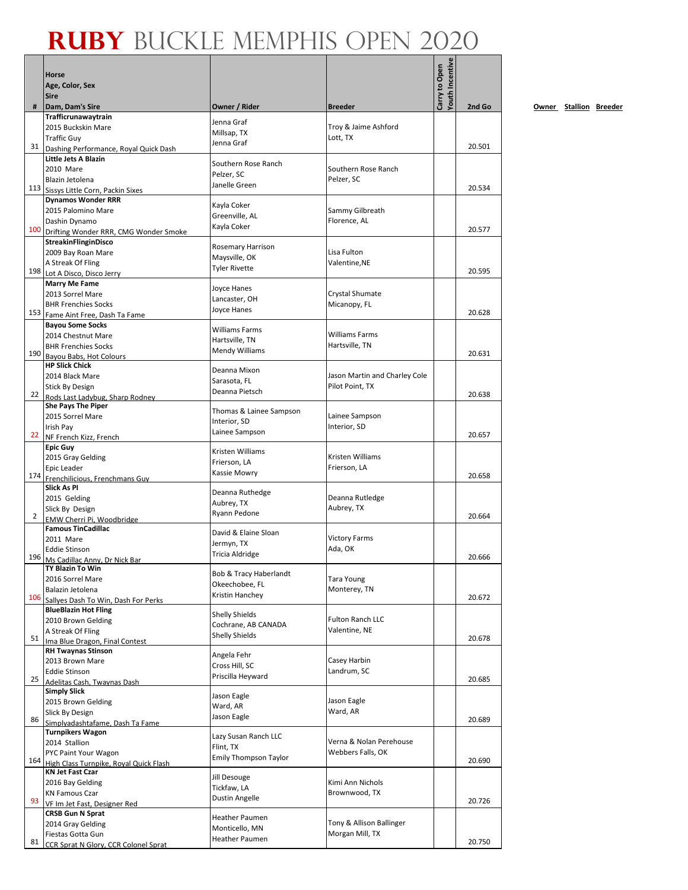# RUBY BUCKLE MEMPHIS OPEN 2020

| # | Horse<br>Age, Color, Sex<br>Sire<br>Dam, Dam's Sire | Owner / Rider | Breeder | Carry to Open | Youth Incentive | 2nd Go |
|---|---|---|---|---|---|---|
| 31 | **Trafficrunawaytrain**<br>2015 Buckskin Mare<br>Traffic Guy<br>Dashing Performance, Royal Quick Dash | Jenna Graf<br>Millsap, TX<br>Jenna Graf | Troy & Jaime Ashford<br>Lott, TX | | | 20.501 |
| 113 | **Little Jets A Blazin**<br>2010 Mare<br>Blazin Jetolena<br>Sissys Little Corn, Packin Sixes | Southern Rose Ranch<br>Pelzer, SC<br>Janelle Green | Southern Rose Ranch<br>Pelzer, SC | | | 20.534 |
| 100 | **Dynamos Wonder RRR**<br>2015 Palomino Mare<br>Dashin Dynamo<br>Drifting Wonder RRR, CMG Wonder Smoke | Kayla Coker<br>Greenville, AL<br>Kayla Coker | Sammy Gilbreath<br>Florence, AL | | | 20.577 |
| 198 | **StreakinFlinginDisco**<br>2009 Bay Roan Mare<br>A Streak Of Fling<br>Lot A Disco, Disco Jerry | Rosemary Harrison<br>Maysville, OK<br>Tyler Rivette | Lisa Fulton<br>Valentine,NE | | | 20.595 |
| 153 | **Marry Me Fame**<br>2013 Sorrel Mare<br>BHR Frenchies Socks<br>Fame Aint Free, Dash Ta Fame | Joyce Hanes<br>Lancaster, OH<br>Joyce Hanes | Crystal Shumate<br>Micanopy, FL | | | 20.628 |
| 190 | **Bayou Some Socks**<br>2014 Chestnut Mare<br>BHR Frenchies Socks<br>Bayou Babs, Hot Colours | Williams Farms<br>Hartsville, TN<br>Mendy Williams | Williams Farms<br>Hartsville, TN | | | 20.631 |
| 22 | **HP Slick Chick**<br>2014 Black Mare<br>Stick By Design<br>Rods Last Ladybug, Sharp Rodney | Deanna Mixon<br>Sarasota, FL<br>Deanna Pietsch | Jason Martin and Charley Cole<br>Pilot Point, TX | | | 20.638 |
| 22 | **She Pays The Piper**<br>2015 Sorrel Mare<br>Irish Pay<br>NF French Kizz, French | Thomas & Lainee Sampson<br>Interior, SD<br>Lainee Sampson | Lainee Sampson<br>Interior, SD | | | 20.657 |
| 174 | **Epic Guy**<br>2015 Gray Gelding<br>Epic Leader<br>Frenchilicious, Frenchmans Guy | Kristen Williams<br>Frierson, LA<br>Kassie Mowry | Kristen Williams<br>Frierson, LA | | | 20.658 |
| 2 | **Slick As PI**<br>2015 Gelding<br>Slick By Design<br>EMW Cherri Pi, Woodbridge | Deanna Ruthedge<br>Aubrey, TX<br>Ryann Pedone | Deanna Rutledge<br>Aubrey, TX | | | 20.664 |
| 196 | **Famous TinCadillac**<br>2011 Mare<br>Eddie Stinson<br>Ms Cadillac Anny, Dr Nick Bar | David & Elaine Sloan<br>Jermyn, TX<br>Tricia Aldridge | Victory Farms<br>Ada, OK | | | 20.666 |
| 106 | **TY Blazin To Win**<br>2016 Sorrel Mare<br>Balazin Jetolena<br>Sallyes Dash To Win, Dash For Perks | Bob & Tracy Haberlandt<br>Okeechobee, FL<br>Kristin Hanchey | Tara Young<br>Monterey, TN | | | 20.672 |
| 51 | **BlueBlazin Hot Fling**<br>2010 Brown Gelding<br>A Streak Of Fling<br>Ima Blue Dragon, Final Contest | Shelly Shields<br>Cochrane, AB CANADA<br>Shelly Shields | Fulton Ranch LLC<br>Valentine, NE | | | 20.678 |
| 25 | **RH Twaynas Stinson**<br>2013 Brown Mare<br>Eddie Stinson<br>Adelitas Cash, Twaynas Dash | Angela Fehr<br>Cross Hill, SC<br>Priscilla Heyward | Casey Harbin<br>Landrum, SC | | | 20.685 |
| 86 | **Simply Slick**<br>2015 Brown Gelding<br>Slick By Design<br>Simplyadashtafame, Dash Ta Fame | Jason Eagle<br>Ward, AR<br>Jason Eagle | Jason Eagle<br>Ward, AR | | | 20.689 |
| 164 | **Turnpikers Wagon**<br>2014 Stallion<br>PYC Paint Your Wagon<br>High Class Turnpike, Royal Quick Flash | Lazy Susan Ranch LLC<br>Flint, TX<br>Emily Thompson Taylor | Verna & Nolan Perehouse<br>Webbers Falls, OK | | | 20.690 |
| 93 | **KN Jet Fast Czar**<br>2016 Bay Gelding<br>KN Famous Czar<br>VF Im Jet Fast, Designer Red | Jill Desouge<br>Tickfaw, LA<br>Dustin Angelle | Kimi Ann Nichols<br>Brownwood, TX | | | 20.726 |
| 81 | **CRSB Gun N Sprat**<br>2014 Gray Gelding<br>Fiestas Gotta Gun<br>CCR Sprat N Glory, CCR Colonel Sprat | Heather Paumen<br>Monticello, MN<br>Heather Paumen | Tony & Allison Ballinger<br>Morgan Mill, TX | | | 20.750 |

Owner Stallion Breeder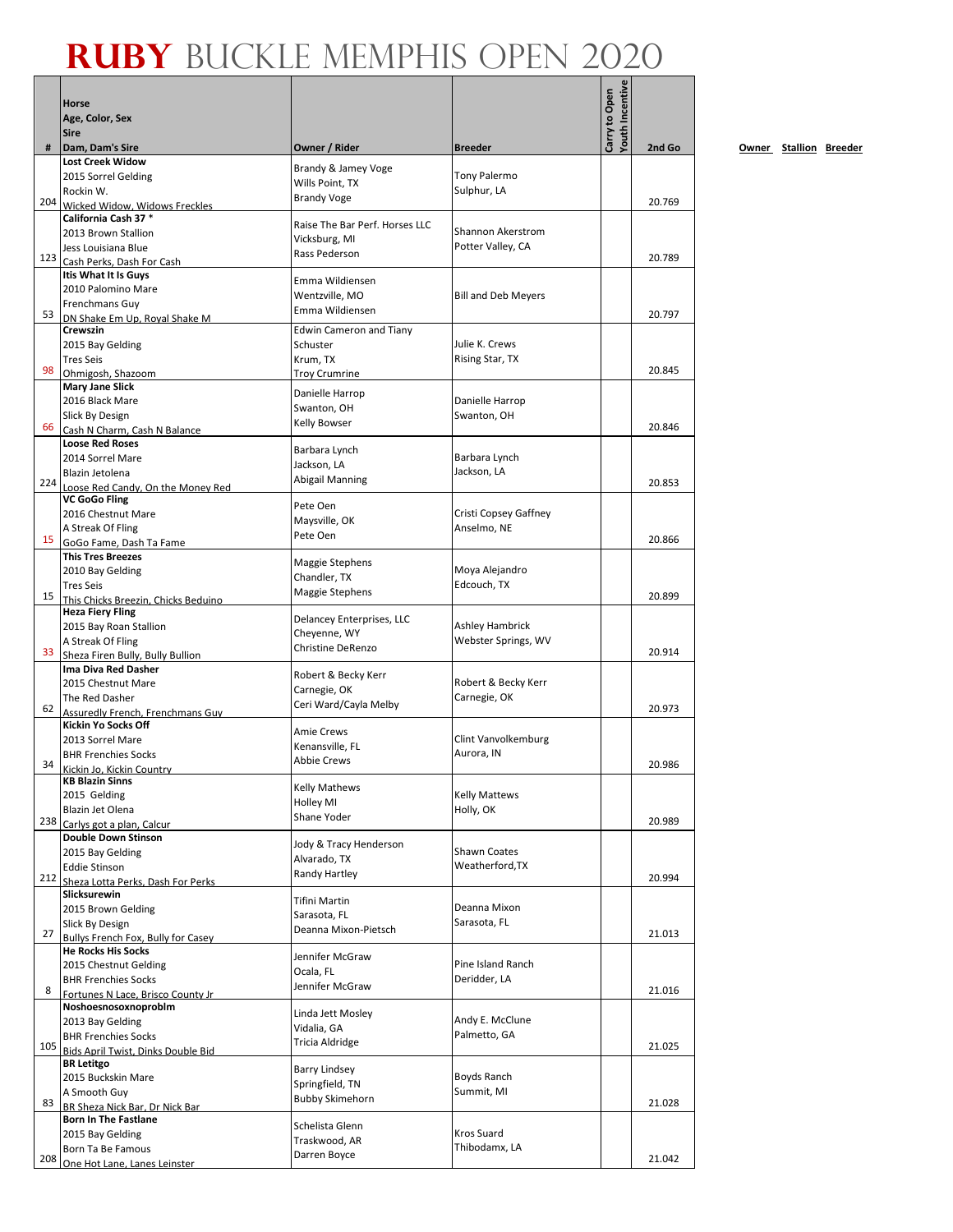# RUBY BUCKLE MEMPHIS OPEN 2020

| # | Horse<br>Age, Color, Sex<br>Sire<br>Dam, Dam's Sire | Owner / Rider | Breeder | Carry to Open | Youth Incentive | 2nd Go |
|---|---|---|---|---|---|---|
| 204 | **Lost Creek Widow**<br>2015 Sorrel Gelding<br>Rockin W.<br>Wicked Widow, Widows Freckles | Brandy & Jamey Voge<br>Wills Point, TX<br>Brandy Voge | Tony Palermo<br>Sulphur, LA | | | 20.769 |
| 123 | **California Cash 37 \***<br>2013 Brown Stallion<br>Jess Louisiana Blue<br>Cash Perks, Dash For Cash | Raise The Bar Perf. Horses LLC<br>Vicksburg, MI<br>Rass Pederson | Shannon Akerstrom<br>Potter Valley, CA | | | 20.789 |
| 53 | **Itis What It Is Guys**<br>2010 Palomino Mare<br>Frenchmans Guy<br>DN Shake Em Up, Royal Shake M | Emma Wildiensen<br>Wentzville, MO<br>Emma Wildiensen | Bill and Deb Meyers | | | 20.797 |
| 98 | **Crewszin**<br>2015 Bay Gelding<br>Tres Seis<br>Ohmigosh, Shazoom | Edwin Cameron and Tiany Schuster<br>Krum, TX<br>Troy Crumrine | Julie K. Crews<br>Rising Star, TX | | | 20.845 |
| 66 | **Mary Jane Slick**<br>2016 Black Mare<br>Slick By Design<br>Cash N Charm, Cash N Balance | Danielle Harrop<br>Swanton, OH<br>Kelly Bowser | Danielle Harrop<br>Swanton, OH | | | 20.846 |
| 224 | **Loose Red Roses**<br>2014 Sorrel Mare<br>Blazin Jetolena<br>Loose Red Candy, On the Money Red | Barbara Lynch<br>Jackson, LA<br>Abigail Manning | Barbara Lynch<br>Jackson, LA | | | 20.853 |
| 15 | **VC GoGo Fling**<br>2016 Chestnut Mare<br>A Streak Of Fling<br>GoGo Fame, Dash Ta Fame | Pete Oen<br>Maysville, OK<br>Pete Oen | Cristi Copsey Gaffney<br>Anselmo, NE | | | 20.866 |
| 15 | **This Tres Breezes**<br>2010 Bay Gelding<br>Tres Seis<br>This Chicks Breezin, Chicks Beduino | Maggie Stephens<br>Chandler, TX<br>Maggie Stephens | Moya Alejandro<br>Edcouch, TX | | | 20.899 |
| 33 | **Heza Fiery Fling**<br>2015 Bay Roan Stallion<br>A Streak Of Fling<br>Sheza Firen Bully, Bully Bullion | Delancey Enterprises, LLC<br>Cheyenne, WY<br>Christine DeRenzo | Ashley Hambrick<br>Webster Springs, WV | | | 20.914 |
| 62 | **Ima Diva Red Dasher**<br>2015 Chestnut Mare<br>The Red Dasher<br>Assuredly French, Frenchmans Guy | Robert & Becky Kerr<br>Carnegie, OK<br>Ceri Ward/Cayla Melby | Robert & Becky Kerr<br>Carnegie, OK | | | 20.973 |
| 34 | **Kickin Yo Socks Off**<br>2013 Sorrel Mare<br>BHR Frenchies Socks<br>Kickin Jo, Kickin Country | Amie Crews<br>Kenansville, FL<br>Abbie Crews | Clint Vanvolkemburg<br>Aurora, IN | | | 20.986 |
| 238 | **KB Blazin Sinns**<br>2015 Gelding<br>Blazin Jet Olena<br>Carlys got a plan, Calcur | Kelly Mathews<br>Holley MI<br>Shane Yoder | Kelly Mattews<br>Holly, OK | | | 20.989 |
| 212 | **Double Down Stinson**<br>2015 Bay Gelding<br>Eddie Stinson<br>Sheza Lotta Perks, Dash For Perks | Jody & Tracy Henderson<br>Alvarado, TX<br>Randy Hartley | Shawn Coates<br>Weatherford,TX | | | 20.994 |
| 27 | **Slicksurewin**<br>2015 Brown Gelding<br>Slick By Design<br>Bullys French Fox, Bully for Casey | Tifini Martin<br>Sarasota, FL<br>Deanna Mixon-Pietsch | Deanna Mixon<br>Sarasota, FL | | | 21.013 |
| 8 | **He Rocks His Socks**<br>2015 Chestnut Gelding<br>BHR Frenchies Socks<br>Fortunes N Lace, Brisco County Jr | Jennifer McGraw<br>Ocala, FL<br>Jennifer McGraw | Pine Island Ranch<br>Deridder, LA | | | 21.016 |
| 105 | **Noshoesnosoxnoproblm**<br>2013 Bay Gelding<br>BHR Frenchies Socks<br>Bids April Twist, Dinks Double Bid | Linda Jett Mosley<br>Vidalia, GA<br>Tricia Aldridge | Andy E. McClune<br>Palmetto, GA | | | 21.025 |
| 83 | **BR Letitgo**<br>2015 Buckskin Mare<br>A Smooth Guy<br>BR Sheza Nick Bar, Dr Nick Bar | Barry Lindsey<br>Springfield, TN<br>Bubby Skimehorn | Boyds Ranch<br>Summit, MI | | | 21.028 |
| 208 | **Born In The Fastlane**<br>2015 Bay Gelding<br>Born Ta Be Famous<br>One Hot Lane, Lanes Leinster | Schelista Glenn<br>Traskwood, AR<br>Darren Boyce | Kros Suard<br>Thibodamx, LA | | | 21.042 |

Owner Stallion Breeder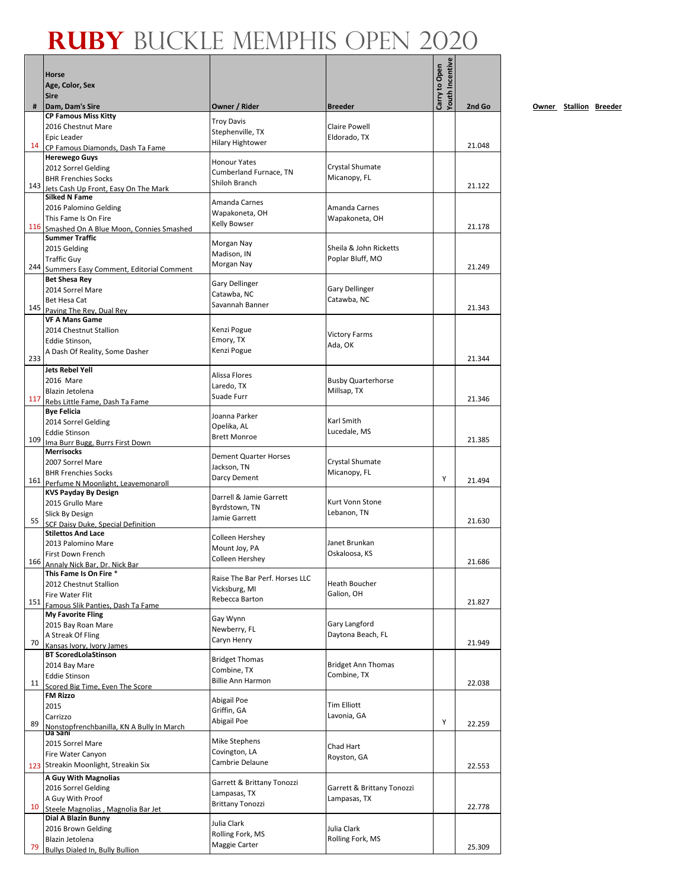# RUBY BUCKLE MEMPHIS OPEN 2020

| # | Horse<br>Age, Color, Sex<br>Sire<br>Dam, Dam's Sire | Owner / Rider | Breeder | Carry to Open | Youth Incentive | 2nd Go |
|---|---|---|---|---|---|---|
| 14 | **CP Famous Miss Kitty**<br>2016 Chestnut Mare<br>Epic Leader<br>CP Famous Diamonds, Dash Ta Fame | Troy Davis<br>Stephenville, TX<br>Hilary Hightower | Claire Powell<br>Eldorado, TX | | | 21.048 |
| 143 | **Herewego Guys**<br>2012 Sorrel Gelding<br>BHR Frenchies Socks<br>Jets Cash Up Front, Easy On The Mark | Honour Yates<br>Cumberland Furnace, TN<br>Shiloh Branch | Crystal Shumate<br>Micanopy, FL | | | 21.122 |
| 116 | **Silked N Fame**<br>2016 Palomino Gelding<br>This Fame Is On Fire<br>Smashed On A Blue Moon, Connies Smashed | Amanda Carnes<br>Wapakoneta, OH<br>Kelly Bowser | Amanda Carnes<br>Wapakoneta, OH | | | 21.178 |
| 244 | **Summer Traffic**<br>2015 Gelding<br>Traffic Guy<br>Summers Easy Comment, Editorial Comment | Morgan Nay<br>Madison, IN<br>Morgan Nay | Sheila & John Ricketts<br>Poplar Bluff, MO | | | 21.249 |
| 145 | **Bet Shesa Rey**<br>2014 Sorrel Mare<br>Bet Hesa Cat<br>Paving The Rey, Dual Rey | Gary Dellinger<br>Catawba, NC<br>Savannah Banner | Gary Dellinger<br>Catawba, NC | | | 21.343 |
| 233 | **VF A Mans Game**<br>2014 Chestnut Stallion<br>Eddie Stinson,<br>A Dash Of Reality, Some Dasher | Kenzi Pogue<br>Emory, TX<br>Kenzi Pogue | Victory Farms<br>Ada, OK | | | 21.344 |
| 117 | **Jets Rebel Yell**<br>2016 Mare<br>Blazin Jetolena<br>Rebs Little Fame, Dash Ta Fame | Alissa Flores<br>Laredo, TX<br>Suade Furr | Busby Quarterhorse<br>Millsap, TX | | | 21.346 |
| 109 | **Bye Felicia**<br>2014 Sorrel Gelding<br>Eddie Stinson<br>Ima Burr Bugg, Burrs First Down | Joanna Parker<br>Opelika, AL<br>Brett Monroe | Karl Smith<br>Lucedale, MS | | | 21.385 |
| 161 | **Merrisocks**<br>2007 Sorrel Mare<br>BHR Frenchies Socks<br>Perfume N Moonlight, Leavemonaroll | Dement Quarter Horses<br>Jackson, TN<br>Darcy Dement | Crystal Shumate<br>Micanopy, FL | Y | | 21.494 |
| 55 | **KVS Payday By Design**<br>2015 Grullo Mare<br>Slick By Design<br>SCF Daisy Duke, Special Definition | Darrell & Jamie Garrett<br>Byrdstown, TN<br>Jamie Garrett | Kurt Vonn Stone<br>Lebanon, TN | | | 21.630 |
| 166 | **Stilettos And Lace**<br>2013 Palomino Mare<br>First Down French<br>Annaly Nick Bar, Dr. Nick Bar | Colleen Hershey<br>Mount Joy, PA<br>Colleen Hershey | Janet Brunkan<br>Oskaloosa, KS | | | 21.686 |
| 151 | **This Fame Is On Fire** *<br>2012 Chestnut Stallion<br>Fire Water Flit<br>Famous Slik Panties, Dash Ta Fame | Raise The Bar Perf. Horses LLC<br>Vicksburg, MI<br>Rebecca Barton | Heath Boucher<br>Galion, OH | | | 21.827 |
| 70 | **My Favorite Fling**<br>2015 Bay Roan Mare<br>A Streak Of Fling<br>Kansas Ivory, Ivory James | Gay Wynn<br>Newberry, FL<br>Caryn Henry | Gary Langford<br>Daytona Beach, FL | | | 21.949 |
| 11 | **BT ScoredLolaStinson**<br>2014 Bay Mare<br>Eddie Stinson<br>Scored Big Time, Even The Score | Bridget Thomas<br>Combine, TX<br>Billie Ann Harmon | Bridget Ann Thomas<br>Combine, TX | | | 22.038 |
| 89 | **FM Rizzo**<br>2015<br>Carrizzo<br>Nonstopfrenchbanilla, KN A Bully In March | Abigail Poe<br>Griffin, GA<br>Abigail Poe | Tim Elliott<br>Lavonia, GA | Y | | 22.259 |
| 123 | **Da Sani**<br>2015 Sorrel Mare<br>Fire Water Canyon<br>Streakin Moonlight, Streakin Six | Mike Stephens<br>Covington, LA<br>Cambrie Delaune | Chad Hart<br>Royston, GA | | | 22.553 |
| 10 | **A Guy With Magnolias**<br>2016 Sorrel Gelding<br>A Guy With Proof<br>Steele Magnolias , Magnolia Bar Jet | Garrett & Brittany Tonozzi<br>Lampasas, TX<br>Brittany Tonozzi | Garrett & Brittany Tonozzi<br>Lampasas, TX | | | 22.778 |
| 79 | **Dial A Blazin Bunny**<br>2016 Brown Gelding<br>Blazin Jetolena<br>Bullys Dialed In, Bully Bullion | Julia Clark<br>Rolling Fork, MS<br>Maggie Carter | Julia Clark<br>Rolling Fork, MS | | | 25.309 |

Owner Stallion Breeder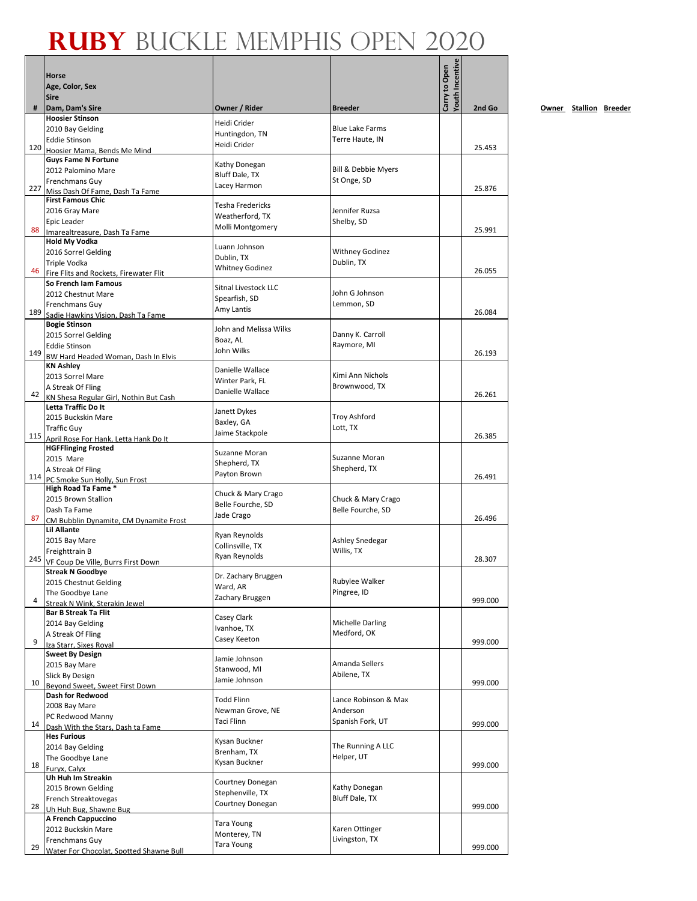# Ruby Buckle Memphis Open 2020

| # | Horse<br>Age, Color, Sex<br>Sire<br>Dam, Dam's Sire | Owner / Rider | Breeder | Carry to Open | Youth Incentive | 2nd Go |
|---|---|---|---|---|---|---|
| 120 | **Hoosier Stinson**<br>2010 Bay Gelding<br>Eddie Stinson<br>Hoosier Mama, Bends Me Mind | Heidi Crider<br>Huntingdon, TN<br>Heidi Crider | Blue Lake Farms<br>Terre Haute, IN | | | 25.453 |
| 227 | **Guys Fame N Fortune**<br>2012 Palomino Mare<br>Frenchmans Guy<br>Miss Dash Of Fame, Dash Ta Fame | Kathy Donegan<br>Bluff Dale, TX<br>Lacey Harmon | Bill & Debbie Myers<br>St Onge, SD | | | 25.876 |
| 88 | **First Famous Chic**<br>2016 Gray Mare<br>Epic Leader<br>Imarealtreasure, Dash Ta Fame | Tesha Fredericks<br>Weatherford, TX<br>Molli Montgomery | Jennifer Ruzsa<br>Shelby, SD | | | 25.991 |
| 46 | **Hold My Vodka**<br>2016 Sorrel Gelding<br>Triple Vodka<br>Fire Flits and Rockets, Firewater Flit | Luann Johnson<br>Dublin, TX<br>Whitney Godinez | Withney Godinez<br>Dublin, TX | | | 26.055 |
| 189 | **So French Iam Famous**<br>2012 Chestnut Mare<br>Frenchmans Guy<br>Sadie Hawkins Vision, Dash Ta Fame | Sitnal Livestock LLC<br>Spearfish, SD<br>Amy Lantis | John G Johnson<br>Lemmon, SD | | | 26.084 |
| 149 | **Bogie Stinson**<br>2015 Sorrel Gelding<br>Eddie Stinson<br>BW Hard Headed Woman, Dash In Elvis | John and Melissa Wilks<br>Boaz, AL<br>John Wilks | Danny K. Carroll<br>Raymore, MI | | | 26.193 |
| 42 | **KN Ashley**<br>2013 Sorrel Mare<br>A Streak Of Fling<br>KN Shesa Regular Girl, Nothin But Cash | Danielle Wallace<br>Winter Park, FL<br>Danielle Wallace | Kimi Ann Nichols<br>Brownwood, TX | | | 26.261 |
| 115 | **Letta Traffic Do It**<br>2015 Buckskin Mare<br>Traffic Guy<br>April Rose For Hank, Letta Hank Do It | Janett Dykes<br>Baxley, GA<br>Jaime Stackpole | Troy Ashford<br>Lott, TX | | | 26.385 |
| 114 | **HGFFlinging Frosted**<br>2015 Mare<br>A Streak Of Fling<br>PC Smoke Sun Holly, Sun Frost | Suzanne Moran<br>Shepherd, TX<br>Payton Brown | Suzanne Moran<br>Shepherd, TX | | | 26.491 |
| 87 | **High Road Ta Fame \***<br>2015 Brown Stallion<br>Dash Ta Fame<br>CM Bubblin Dynamite, CM Dynamite Frost | Chuck & Mary Crago<br>Belle Fourche, SD<br>Jade Crago | Chuck & Mary Crago<br>Belle Fourche, SD | | | 26.496 |
| 245 | **Lil Allante**<br>2015 Bay Mare<br>Freighttrain B<br>VF Coup De Ville, Burrs First Down | Ryan Reynolds<br>Collinsville, TX<br>Ryan Reynolds | Ashley Snedegar<br>Willis, TX | | | 28.307 |
| 4 | **Streak N Goodbye**<br>2015 Chestnut Gelding<br>The Goodbye Lane<br>Streak N Wink, Sterakin Jewel | Dr. Zachary Bruggen<br>Ward, AR<br>Zachary Bruggen | Rubylee Walker<br>Pingree, ID | | | 999.000 |
| 9 | **Bar B Streak Ta Flit**<br>2014 Bay Gelding<br>A Streak Of Fling<br>Iza Starr, Sixes Royal | Casey Clark<br>Ivanhoe, TX<br>Casey Keeton | Michelle Darling<br>Medford, OK | | | 999.000 |
| 10 | **Sweet By Design**<br>2015 Bay Mare<br>Slick By Design<br>Beyond Sweet, Sweet First Down | Jamie Johnson<br>Stanwood, MI<br>Jamie Johnson | Amanda Sellers<br>Abilene, TX | | | 999.000 |
| 14 | **Dash for Redwood**<br>2008 Bay Mare<br>PC Redwood Manny<br>Dash With the Stars, Dash ta Fame | Todd Flinn<br>Newman Grove, NE<br>Taci Flinn | Lance Robinson & Max Anderson<br>Spanish Fork, UT | | | 999.000 |
| 18 | **Hes Furious**<br>2014 Bay Gelding<br>The Goodbye Lane<br>Furyx, Calyx | Kysan Buckner<br>Brenham, TX<br>Kysan Buckner | The Running A LLC<br>Helper, UT | | | 999.000 |
| 28 | **Uh Huh Im Streakin**<br>2015 Brown Gelding<br>French Streaktovegas<br>Uh Huh Bug, Shawne Bug | Courtney Donegan<br>Stephenville, TX<br>Courtney Donegan | Kathy Donegan<br>Bluff Dale, TX | | | 999.000 |
| 29 | **A French Cappuccino**<br>2012 Buckskin Mare<br>Frenchmans Guy<br>Water For Chocolat, Spotted Shawne Bull | Tara Young<br>Monterey, TN<br>Tara Young | Karen Ottinger<br>Livingston, TX | | | 999.000 |

Owner Stallion Breeder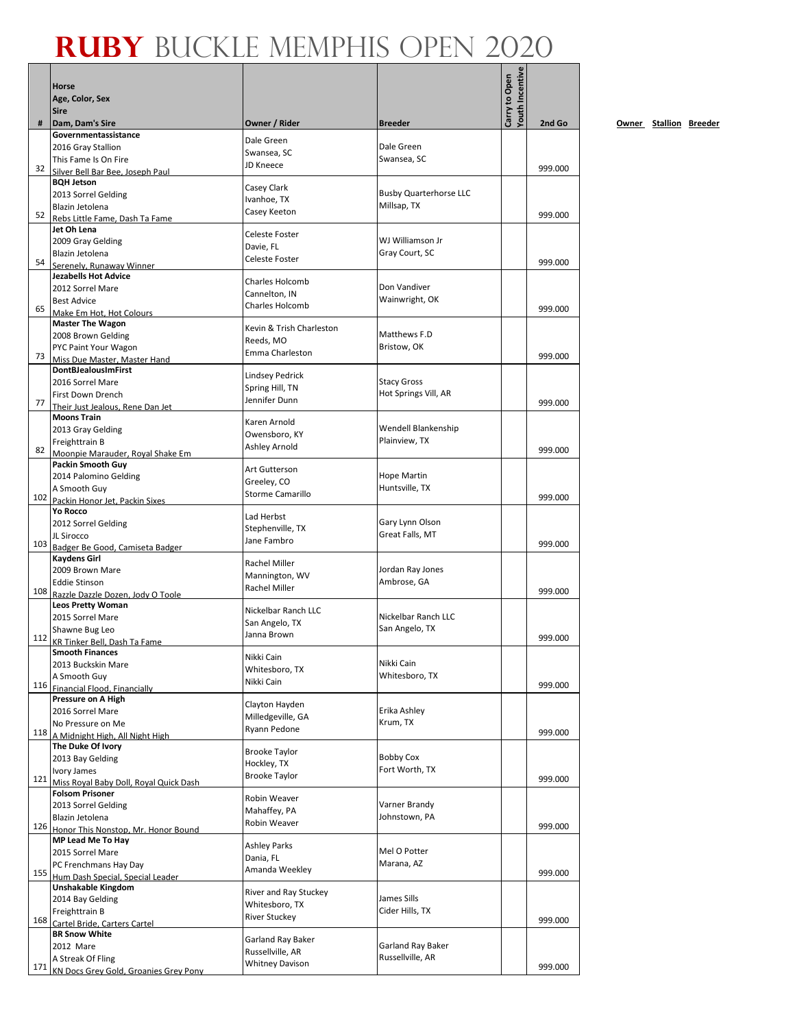# RUBY BUCKLE MEMPHIS OPEN 2020

| # | Horse<br>Age, Color, Sex<br>Sire<br>Dam, Dam's Sire | Owner / Rider | Breeder | Carry to Open | Youth Incentive | 2nd Go |
|---|---|---|---|---|---|---|
| 32 | **Governmentassistance**<br>2016 Gray Stallion<br>This Fame Is On Fire<br>Silver Bell Bar Bee, Joseph Paul | Dale Green<br>Swansea, SC<br>JD Kneece | Dale Green<br>Swansea, SC | | | 999.000 |
| 52 | **BQH Jetson**<br>2013 Sorrel Gelding<br>Blazin Jetolena<br>Rebs Little Fame, Dash Ta Fame | Casey Clark<br>Ivanhoe, TX<br>Casey Keeton | Busby Quarterhorse LLC<br>Millsap, TX | | | 999.000 |
| 54 | **Jet Oh Lena**<br>2009 Gray Gelding<br>Blazin Jetolena<br>Serenely, Runaway Winner | Celeste Foster<br>Davie, FL<br>Celeste Foster | WJ Williamson Jr<br>Gray Court, SC | | | 999.000 |
| 65 | **Jezabells Hot Advice**<br>2012 Sorrel Mare<br>Best Advice<br>Make Em Hot, Hot Colours | Charles Holcomb<br>Cannelton, IN<br>Charles Holcomb | Don Vandiver<br>Wainwright, OK | | | 999.000 |
| 73 | **Master The Wagon**<br>2008 Brown Gelding<br>PYC Paint Your Wagon<br>Miss Due Master, Master Hand | Kevin & Trish Charleston<br>Reeds, MO<br>Emma Charleston | Matthews F.D<br>Bristow, OK | | | 999.000 |
| 77 | **DontBJealousImFirst**<br>2016 Sorrel Mare<br>First Down Drench<br>Their Just Jealous, Rene Dan Jet | Lindsey Pedrick<br>Spring Hill, TN<br>Jennifer Dunn | Stacy Gross<br>Hot Springs Vill, AR | | | 999.000 |
| 82 | **Moons Train**<br>2013 Gray Gelding<br>Freighttrain B<br>Moonpie Marauder, Royal Shake Em | Karen Arnold<br>Owensboro, KY<br>Ashley Arnold | Wendell Blankenship<br>Plainview, TX | | | 999.000 |
| 102 | **Packin Smooth Guy**<br>2014 Palomino Gelding<br>A Smooth Guy<br>Packin Honor Jet, Packin Sixes | Art Gutterson<br>Greeley, CO<br>Storme Camarillo | Hope Martin<br>Huntsville, TX | | | 999.000 |
| 103 | **Yo Rocco**<br>2012 Sorrel Gelding<br>JL Sirocco<br>Badger Be Good, Camiseta Badger | Lad Herbst<br>Stephenville, TX<br>Jane Fambro | Gary Lynn Olson<br>Great Falls, MT | | | 999.000 |
| 108 | **Kaydens Girl**<br>2009 Brown Mare<br>Eddie Stinson<br>Razzle Dazzle Dozen, Jody O Toole | Rachel Miller<br>Mannington, WV<br>Rachel Miller | Jordan Ray Jones<br>Ambrose, GA | | | 999.000 |
| 112 | **Leos Pretty Woman**<br>2015 Sorrel Mare<br>Shawne Bug Leo<br>KR Tinker Bell, Dash Ta Fame | Nickelbar Ranch LLC<br>San Angelo, TX<br>Janna Brown | Nickelbar Ranch LLC<br>San Angelo, TX | | | 999.000 |
| 116 | **Smooth Finances**<br>2013 Buckskin Mare<br>A Smooth Guy<br>Financial Flood, Financially | Nikki Cain<br>Whitesboro, TX<br>Nikki Cain | Nikki Cain<br>Whitesboro, TX | | | 999.000 |
| 118 | **Pressure on A High**<br>2016 Sorrel Mare<br>No Pressure on Me<br>A Midnight High, All Night High | Clayton Hayden<br>Milledgeville, GA<br>Ryann Pedone | Erika Ashley<br>Krum, TX | | | 999.000 |
| 121 | **The Duke Of Ivory**<br>2013 Bay Gelding<br>Ivory James<br>Miss Royal Baby Doll, Royal Quick Dash | Brooke Taylor<br>Hockley, TX<br>Brooke Taylor | Bobby Cox<br>Fort Worth, TX | | | 999.000 |
| 126 | **Folsom Prisoner**<br>2013 Sorrel Gelding<br>Blazin Jetolena<br>Honor This Nonstop, Mr. Honor Bound | Robin Weaver<br>Mahaffey, PA<br>Robin Weaver | Varner Brandy<br>Johnstown, PA | | | 999.000 |
| 155 | **MP Lead Me To Hay**<br>2015 Sorrel Mare<br>PC Frenchmans Hay Day<br>Hum Dash Special, Special Leader | Ashley Parks<br>Dania, FL<br>Amanda Weekley | Mel O Potter<br>Marana, AZ | | | 999.000 |
| 168 | **Unshakable Kingdom**<br>2014 Bay Gelding<br>Freighttrain B<br>Cartel Bride, Carters Cartel | River and Ray Stuckey<br>Whitesboro, TX<br>River Stuckey | James Sills<br>Cider Hills, TX | | | 999.000 |
| 171 | **BR Snow White**<br>2012 Mare<br>A Streak Of Fling<br>KN Docs Grey Gold, Groanies Grey Pony | Garland Ray Baker<br>Russellville, AR<br>Whitney Davison | Garland Ray Baker<br>Russellville, AR | | | 999.000 |

Owner Stallion Breeder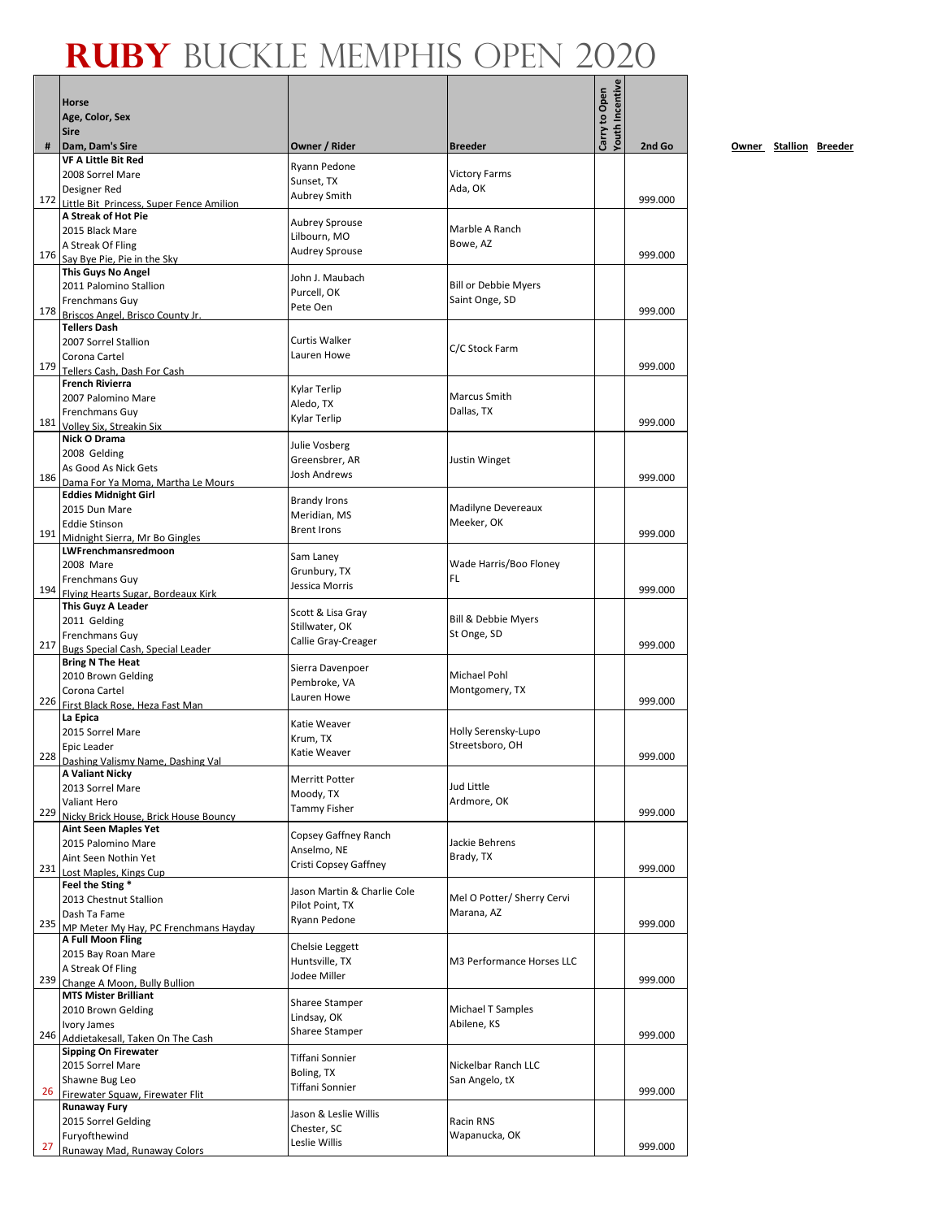# RUBY BUCKLE MEMPHIS OPEN 2020

| # | Horse<br>Age, Color, Sex<br>Sire<br>Dam, Dam's Sire | Owner / Rider | Breeder | Carry to Open | Youth Incentive | 2nd Go |
|---|---|---|---|---|---|---|
| 172 | **VF A Little Bit Red**<br>2008 Sorrel Mare<br>Designer Red<br>Little Bit Princess, Super Fence Amilion | Ryann Pedone<br>Sunset, TX<br>Aubrey Smith | Victory Farms<br>Ada, OK | | | 999.000 |
| 176 | **A Streak of Hot Pie**<br>2015 Black Mare<br>A Streak Of Fling<br>Say Bye Pie, Pie in the Sky | Aubrey Sprouse<br>Lilbourn, MO<br>Audrey Sprouse | Marble A Ranch<br>Bowe, AZ | | | 999.000 |
| 178 | **This Guys No Angel**<br>2011 Palomino Stallion<br>Frenchmans Guy<br>Briscos Angel, Brisco County Jr. | John J. Maubach<br>Purcell, OK<br>Pete Oen | Bill or Debbie Myers<br>Saint Onge, SD | | | 999.000 |
| 179 | **Tellers Dash**<br>2007 Sorrel Stallion<br>Corona Cartel<br>Tellers Cash, Dash For Cash | Curtis Walker<br>Lauren Howe | C/C Stock Farm | | | 999.000 |
| 181 | **French Rivierra**<br>2007 Palomino Mare<br>Frenchmans Guy<br>Volley Six, Streakin Six | Kylar Terlip<br>Aledo, TX<br>Kylar Terlip | Marcus Smith<br>Dallas, TX | | | 999.000 |
| 186 | **Nick O Drama**<br>2008 Gelding<br>As Good As Nick Gets<br>Dama For Ya Moma, Martha Le Mours | Julie Vosberg<br>Greensbrer, AR<br>Josh Andrews | Justin Winget | | | 999.000 |
| 191 | **Eddies Midnight Girl**<br>2015 Dun Mare<br>Eddie Stinson<br>Midnight Sierra, Mr Bo Gingles | Brandy Irons<br>Meridian, MS<br>Brent Irons | Madilyne Devereaux<br>Meeker, OK | | | 999.000 |
| 194 | **LWFrenchmansredmoon**<br>2008 Mare<br>Frenchmans Guy<br>Flying Hearts Sugar, Bordeaux Kirk | Sam Laney<br>Grunbury, TX<br>Jessica Morris | Wade Harris/Boo Floney<br>FL | | | 999.000 |
| 217 | **This Guyz A Leader**<br>2011 Gelding<br>Frenchmans Guy<br>Bugs Special Cash, Special Leader | Scott & Lisa Gray<br>Stillwater, OK<br>Callie Gray-Creager | Bill & Debbie Myers<br>St Onge, SD | | | 999.000 |
| 226 | **Bring N The Heat**<br>2010 Brown Gelding<br>Corona Cartel<br>First Black Rose, Heza Fast Man | Sierra Davenpoer<br>Pembroke, VA<br>Lauren Howe | Michael Pohl<br>Montgomery, TX | | | 999.000 |
| 228 | **La Epica**<br>2015 Sorrel Mare<br>Epic Leader<br>Dashing Valismy Name, Dashing Val | Katie Weaver<br>Krum, TX<br>Katie Weaver | Holly Serensky-Lupo<br>Streetsboro, OH | | | 999.000 |
| 229 | **A Valiant Nicky**<br>2013 Sorrel Mare<br>Valiant Hero<br>Nicky Brick House, Brick House Bouncy | Merritt Potter<br>Moody, TX<br>Tammy Fisher | Jud Little<br>Ardmore, OK | | | 999.000 |
| 231 | **Aint Seen Maples Yet**<br>2015 Palomino Mare<br>Aint Seen Nothin Yet<br>Lost Maples, Kings Cup | Copsey Gaffney Ranch<br>Anselmo, NE<br>Cristi Copsey Gaffney | Jackie Behrens<br>Brady, TX | | | 999.000 |
| 235 | **Feel the Sting ***<br>2013 Chestnut Stallion<br>Dash Ta Fame<br>MP Meter My Hay, PC Frenchmans Hayday | Jason Martin & Charlie Cole<br>Pilot Point, TX<br>Ryann Pedone | Mel O Potter/ Sherry Cervi<br>Marana, AZ | | | 999.000 |
| 239 | **A Full Moon Fling**<br>2015 Bay Roan Mare<br>A Streak Of Fling<br>Change A Moon, Bully Bullion | Chelsie Leggett<br>Huntsville, TX<br>Jodee Miller | M3 Performance Horses LLC | | | 999.000 |
| 246 | **MTS Mister Brilliant**<br>2010 Brown Gelding<br>Ivory James<br>Addietakesall, Taken On The Cash | Sharee Stamper<br>Lindsay, OK<br>Sharee Stamper | Michael T Samples<br>Abilene, KS | | | 999.000 |
| 26 | **Sipping On Firewater**<br>2015 Sorrel Mare<br>Shawne Bug Leo<br>Firewater Squaw, Firewater Flit | Tiffani Sonnier<br>Boling, TX<br>Tiffani Sonnier | Nickelbar Ranch LLC<br>San Angelo, tX | | | 999.000 |
| 27 | **Runaway Fury**<br>2015 Sorrel Gelding<br>Furyofthewind<br>Runaway Mad, Runaway Colors | Jason & Leslie Willis<br>Chester, SC<br>Leslie Willis | Racin RNS<br>Wapanucka, OK | | | 999.000 |

**Owner** **Stallion** **Breeder**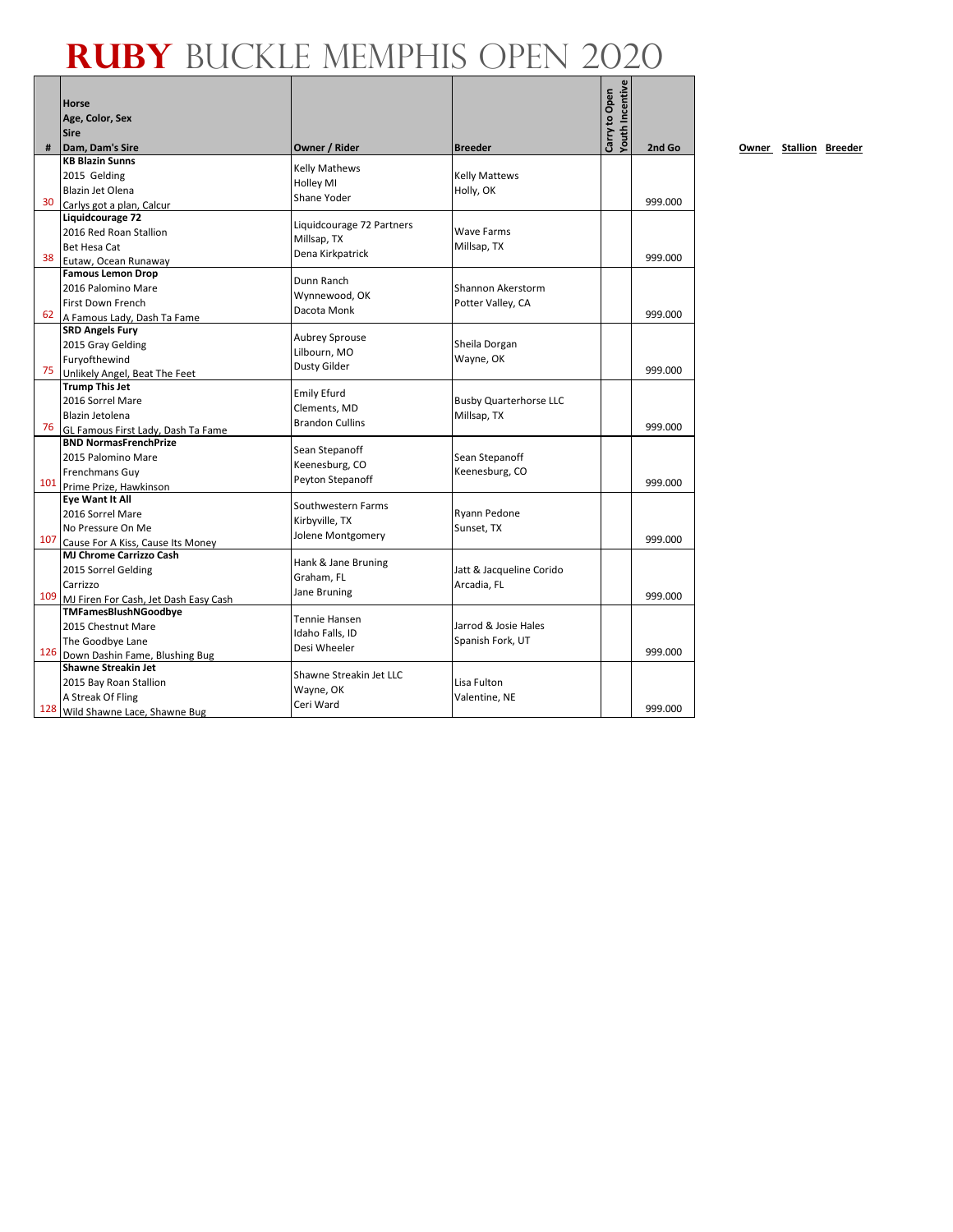# RUBY BUCKLE MEMPHIS OPEN 2020

| # | Horse<br>Age, Color, Sex<br>Sire<br>Dam, Dam's Sire | Owner / Rider | Breeder | Carry to Open | Youth Incentive | 2nd Go |
|---|---|---|---|---|---|---|
| 30 | **KB Blazin Sunns**<br>2015 Gelding<br>Blazin Jet Olena<br>Carlys got a plan, Calcur | Kelly Mathews<br>Holley MI<br>Shane Yoder | Kelly Mattews<br>Holly, OK | | | 999.000 |
| 38 | **Liquidcourage 72**<br>2016 Red Roan Stallion<br>Bet Hesa Cat<br>Eutaw, Ocean Runaway | Liquidcourage 72 Partners<br>Millsap, TX<br>Dena Kirkpatrick | Wave Farms<br>Millsap, TX | | | 999.000 |
| 62 | **Famous Lemon Drop**<br>2016 Palomino Mare<br>First Down French<br>A Famous Lady, Dash Ta Fame | Dunn Ranch<br>Wynnewood, OK<br>Dacota Monk | Shannon Akerstorm<br>Potter Valley, CA | | | 999.000 |
| 75 | **SRD Angels Fury**<br>2015 Gray Gelding<br>Furyofthewind<br>Unlikely Angel, Beat The Feet | Aubrey Sprouse<br>Lilbourn, MO<br>Dusty Gilder | Sheila Dorgan<br>Wayne, OK | | | 999.000 |
| 76 | **Trump This Jet**<br>2016 Sorrel Mare<br>Blazin Jetolena<br>GL Famous First Lady, Dash Ta Fame | Emily Efurd<br>Clements, MD<br>Brandon Cullins | Busby Quarterhorse LLC<br>Millsap, TX | | | 999.000 |
| 101 | **BND NormasFrenchPrize**<br>2015 Palomino Mare<br>Frenchmans Guy<br>Prime Prize, Hawkinson | Sean Stepanoff<br>Keenesburg, CO<br>Peyton Stepanoff | Sean Stepanoff<br>Keenesburg, CO | | | 999.000 |
| 107 | **Eye Want It All**<br>2016 Sorrel Mare<br>No Pressure On Me<br>Cause For A Kiss, Cause Its Money | Southwestern Farms<br>Kirbyville, TX<br>Jolene Montgomery | Ryann Pedone<br>Sunset, TX | | | 999.000 |
| 109 | **MJ Chrome Carrizzo Cash**<br>2015 Sorrel Gelding<br>Carrizzo<br>MJ Firen For Cash, Jet Dash Easy Cash | Hank & Jane Bruning<br>Graham, FL<br>Jane Bruning | Jatt & Jacqueline Corido<br>Arcadia, FL | | | 999.000 |
| 126 | **TMFamesBlushNGoodbye**<br>2015 Chestnut Mare<br>The Goodbye Lane<br>Down Dashin Fame, Blushing Bug | Tennie Hansen<br>Idaho Falls, ID<br>Desi Wheeler | Jarrod & Josie Hales<br>Spanish Fork, UT | | | 999.000 |
| 128 | **Shawne Streakin Jet**<br>2015 Bay Roan Stallion<br>A Streak Of Fling<br>Wild Shawne Lace, Shawne Bug | Shawne Streakin Jet LLC<br>Wayne, OK<br>Ceri Ward | Lisa Fulton<br>Valentine, NE | | | 999.000 |

Owner Stallion Breeder